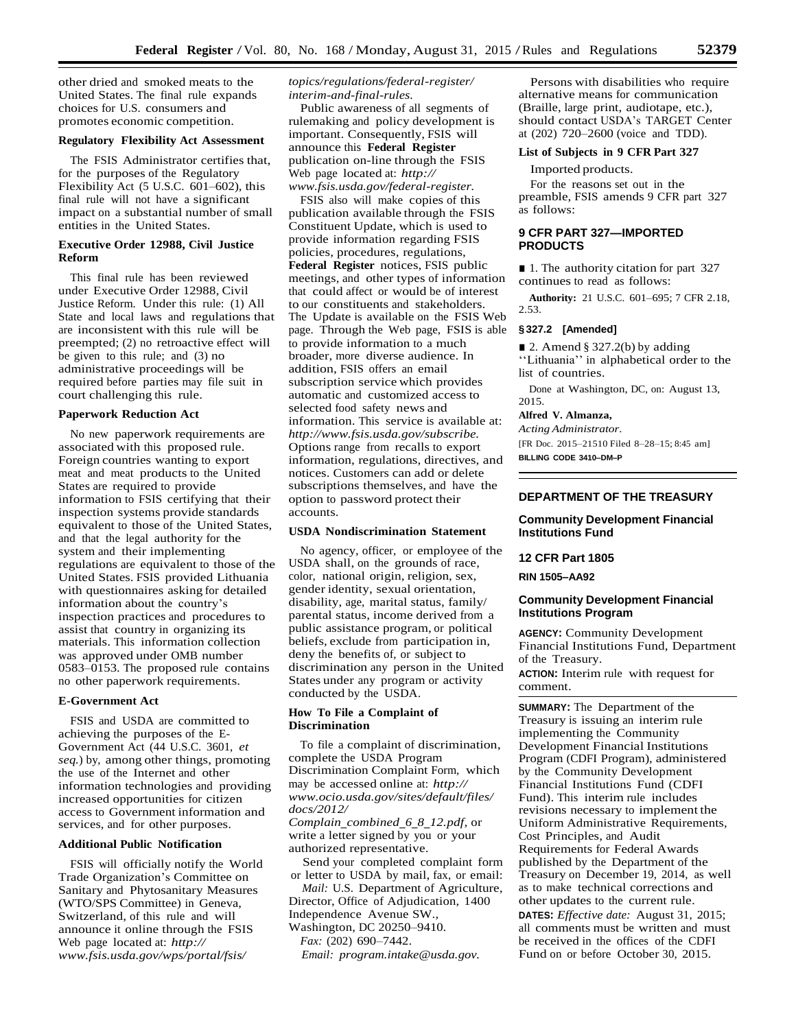other dried and smoked meats to the United States. The final rule expands choices for U.S. consumers and promotes economic competition.

### Regulatory Flexibility Act Assessment

The FSIS Administrator certifies that, for the purposes of the Regulatory Flexibility Act (5 U.S.C. 601–602), this final rule will not have a significant impact on a substantial number of small entities in the United States.

### Executive Order 12988, Civil Justice Reform

This final rule has been reviewed under Executive Order 12988, Civil Justice Reform. Under this rule: (1) All State and local laws and regulations that are inconsistent with this rule will be preempted; (2) no retroactive effect will be given to this rule; and (3) no administrative proceedings will be required before parties may file suit in court challenging this rule.

### Paperwork Reduction Act

No new paperwork requirements are associated with this proposed rule. Foreign countries wanting to export meat and meat products to the United States are required to provide information to FSIS certifying that their inspection systems provide standards equivalent to those of the United States, and that the legal authority for the system and their implementing regulations are equivalent to those of the United States. FSIS provided Lithuania with questionnaires asking for detailed information about the country's inspection practices and procedures to assist that country in organizing its materials. This information collection was approved under OMB number 0583–0153. The proposed rule contains no other paperwork requirements.

### E-Government Act

FSIS and USDA are committed to achieving the purposes of the E-Government Act (44 U.S.C. 3601, *et seq.*) by, among other things, promoting the use of the Internet and other information technologies and providing increased opportunities for citizen access to Government information and services, and for other purposes.

### Additional Public Notification

FSIS will officially notify the World Trade Organization's Committee on Sanitary and Phytosanitary Measures (WTO/SPS Committee) in Geneva, Switzerland, of this rule and will announce it online through the FSIS Web page located at: *http://www.fsis.usda.gov/wps/portal/fsis/topics/regulations/federal-register/interim-and-final-rules.*

Public awareness of all segments of rulemaking and policy development is important. Consequently, FSIS will announce this **Federal Register** publication on-line through the FSIS Web page located at: *http://www.fsis.usda.gov/federal-register.*

FSIS also will make copies of this publication available through the FSIS Constituent Update, which is used to provide information regarding FSIS policies, procedures, regulations, **Federal Register** notices, FSIS public meetings, and other types of information that could affect or would be of interest to our constituents and stakeholders. The Update is available on the FSIS Web page. Through the Web page, FSIS is able to provide information to a much broader, more diverse audience. In addition, FSIS offers an email subscription service which provides automatic and customized access to selected food safety news and information. This service is available at: *http://www.fsis.usda.gov/subscribe.* Options range from recalls to export information, regulations, directives, and notices. Customers can add or delete subscriptions themselves, and have the option to password protect their accounts.

### USDA Nondiscrimination Statement

No agency, officer, or employee of the USDA shall, on the grounds of race, color, national origin, religion, sex, gender identity, sexual orientation, disability, age, marital status, family/parental status, income derived from a public assistance program, or political beliefs, exclude from participation in, deny the benefits of, or subject to discrimination any person in the United States under any program or activity conducted by the USDA.

### How To File a Complaint of Discrimination

To file a complaint of discrimination, complete the USDA Program Discrimination Complaint Form, which may be accessed online at: *http://www.ocio.usda.gov/sites/default/files/docs/2012/Complain_combined_6_8_12.pdf,* or write a letter signed by you or your authorized representative.

Send your completed complaint form or letter to USDA by mail, fax, or email:

*Mail:* U.S. Department of Agriculture, Director, Office of Adjudication, 1400 Independence Avenue SW., Washington, DC 20250–9410.

*Fax:* (202) 690–7442.

*Email: program.intake@usda.gov.*

Persons with disabilities who require alternative means for communication (Braille, large print, audiotape, etc.), should contact USDA's TARGET Center at (202) 720–2600 (voice and TDD).

### List of Subjects in 9 CFR Part 327

Imported products.

For the reasons set out in the preamble, FSIS amends 9 CFR part 327 as follows:

## 9 CFR PART 327—IMPORTED PRODUCTS

■ 1. The authority citation for part 327 continues to read as follows:

**Authority:** 21 U.S.C. 601–695; 7 CFR 2.18, 2.53.

### § 327.2 [Amended]

■ 2. Amend § 327.2(b) by adding ''Lithuania'' in alphabetical order to the list of countries.

Done at Washington, DC, on: August 13, 2015.

**Alfred V. Almanza,**

*Acting Administrator.*

[FR Doc. 2015–21510 Filed 8–28–15; 8:45 am]

**BILLING CODE 3410–DM–P**

---

## DEPARTMENT OF THE TREASURY

## Community Development Financial Institutions Fund

## 12 CFR Part 1805

**RIN 1505–AA92**

## Community Development Financial Institutions Program

**AGENCY:** Community Development Financial Institutions Fund, Department of the Treasury.

**ACTION:** Interim rule with request for comment.

**SUMMARY:** The Department of the Treasury is issuing an interim rule implementing the Community Development Financial Institutions Program (CDFI Program), administered by the Community Development Financial Institutions Fund (CDFI Fund). This interim rule includes revisions necessary to implement the Uniform Administrative Requirements, Cost Principles, and Audit Requirements for Federal Awards published by the Department of the Treasury on December 19, 2014, as well as to make technical corrections and other updates to the current rule.

**DATES:** *Effective date:* August 31, 2015; all comments must be written and must be received in the offices of the CDFI Fund on or before October 30, 2015.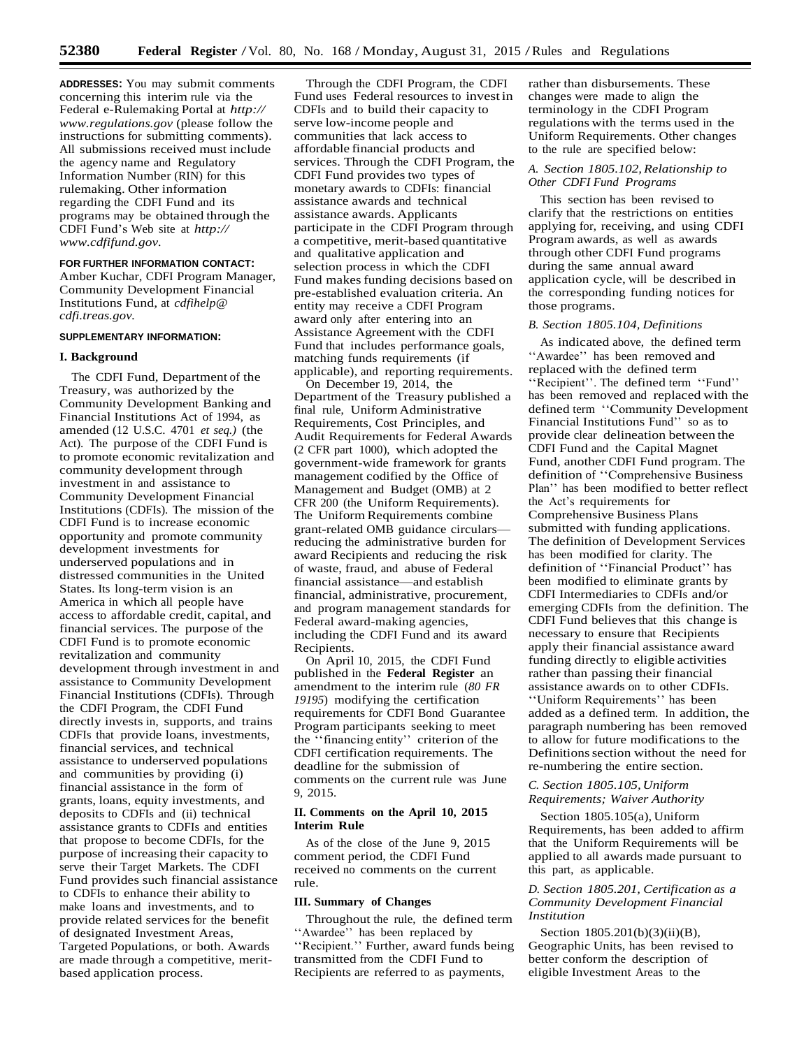**ADDRESSES:** You may submit comments concerning this interim rule via the Federal e-Rulemaking Portal at *http://www.regulations.gov* (please follow the instructions for submitting comments). All submissions received must include the agency name and Regulatory Information Number (RIN) for this rulemaking. Other information regarding the CDFI Fund and its programs may be obtained through the CDFI Fund's Web site at *http://www.cdfifund.gov.*

**FOR FURTHER INFORMATION CONTACT:** Amber Kuchar, CDFI Program Manager, Community Development Financial Institutions Fund, at *cdfihelp@cdfi.treas.gov.*

**SUPPLEMENTARY INFORMATION:**

## I. Background

The CDFI Fund, Department of the Treasury, was authorized by the Community Development Banking and Financial Institutions Act of 1994, as amended (12 U.S.C. 4701 *et seq.*) (the Act). The purpose of the CDFI Fund is to promote economic revitalization and community development through investment in and assistance to Community Development Financial Institutions (CDFIs). The mission of the CDFI Fund is to increase economic opportunity and promote community development investments for underserved populations and in distressed communities in the United States. Its long-term vision is an America in which all people have access to affordable credit, capital, and financial services. The purpose of the CDFI Fund is to promote economic revitalization and community development through investment in and assistance to Community Development Financial Institutions (CDFIs). Through the CDFI Program, the CDFI Fund directly invests in, supports, and trains CDFIs that provide loans, investments, financial services, and technical assistance to underserved populations and communities by providing (i) financial assistance in the form of grants, loans, equity investments, and deposits to CDFIs and (ii) technical assistance grants to CDFIs and entities that propose to become CDFIs, for the purpose of increasing their capacity to serve their Target Markets. The CDFI Fund provides such financial assistance to CDFIs to enhance their ability to make loans and investments, and to provide related services for the benefit of designated Investment Areas, Targeted Populations, or both. Awards are made through a competitive, merit-based application process.

Through the CDFI Program, the CDFI Fund uses Federal resources to invest in CDFIs and to build their capacity to serve low-income people and communities that lack access to affordable financial products and services. Through the CDFI Program, the CDFI Fund provides two types of monetary awards to CDFIs: financial assistance awards and technical assistance awards. Applicants participate in the CDFI Program through a competitive, merit-based quantitative and qualitative application and selection process in which the CDFI Fund makes funding decisions based on pre-established evaluation criteria. An entity may receive a CDFI Program award only after entering into an Assistance Agreement with the CDFI Fund that includes performance goals, matching funds requirements (if applicable), and reporting requirements.

On December 19, 2014, the Department of the Treasury published a final rule, Uniform Administrative Requirements, Cost Principles, and Audit Requirements for Federal Awards (2 CFR part 1000), which adopted the government-wide framework for grants management codified by the Office of Management and Budget (OMB) at 2 CFR 200 (the Uniform Requirements). The Uniform Requirements combine grant-related OMB guidance circulars—reducing the administrative burden for award Recipients and reducing the risk of waste, fraud, and abuse of Federal financial assistance—and establish financial, administrative, procurement, and program management standards for Federal award-making agencies, including the CDFI Fund and its award Recipients.

On April 10, 2015, the CDFI Fund published in the **Federal Register** an amendment to the interim rule (*80 FR 19195*) modifying the certification requirements for CDFI Bond Guarantee Program participants seeking to meet the ''financing entity'' criterion of the CDFI certification requirements. The deadline for the submission of comments on the current rule was June 9, 2015.

## II. Comments on the April 10, 2015 Interim Rule

As of the close of the June 9, 2015 comment period, the CDFI Fund received no comments on the current rule.

## III. Summary of Changes

Throughout the rule, the defined term ''Awardee'' has been replaced by ''Recipient.'' Further, award funds being transmitted from the CDFI Fund to Recipients are referred to as payments, rather than disbursements. These changes were made to align the terminology in the CDFI Program regulations with the terms used in the Uniform Requirements. Other changes to the rule are specified below:

### *A. Section 1805.102, Relationship to Other CDFI Fund Programs*

This section has been revised to clarify that the restrictions on entities applying for, receiving, and using CDFI Program awards, as well as awards through other CDFI Fund programs during the same annual award application cycle, will be described in the corresponding funding notices for those programs.

### *B. Section 1805.104, Definitions*

As indicated above, the defined term ''Awardee'' has been removed and replaced with the defined term ''Recipient''. The defined term ''Fund'' has been removed and replaced with the defined term ''Community Development Financial Institutions Fund'' so as to provide clear delineation between the CDFI Fund and the Capital Magnet Fund, another CDFI Fund program. The definition of ''Comprehensive Business Plan'' has been modified to better reflect the Act's requirements for Comprehensive Business Plans submitted with funding applications. The definition of Development Services has been modified for clarity. The definition of ''Financial Product'' has been modified to eliminate grants by CDFI Intermediaries to CDFIs and/or emerging CDFIs from the definition. The CDFI Fund believes that this change is necessary to ensure that Recipients apply their financial assistance award funding directly to eligible activities rather than passing their financial assistance awards on to other CDFIs. ''Uniform Requirements'' has been added as a defined term. In addition, the paragraph numbering has been removed to allow for future modifications to the Definitions section without the need for re-numbering the entire section.

### *C. Section 1805.105, Uniform Requirements; Waiver Authority*

Section 1805.105(a), Uniform Requirements, has been added to affirm that the Uniform Requirements will be applied to all awards made pursuant to this part, as applicable.

### *D. Section 1805.201, Certification as a Community Development Financial Institution*

Section 1805.201(b)(3)(ii)(B), Geographic Units, has been revised to better conform the description of eligible Investment Areas to the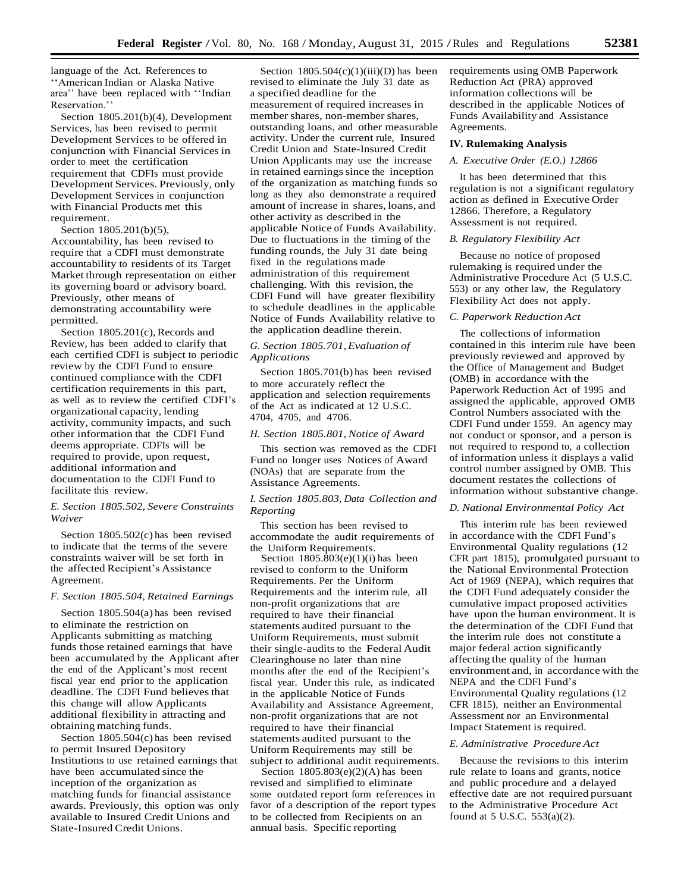language of the Act. References to ''American Indian or Alaska Native area'' have been replaced with ''Indian Reservation.''

Section 1805.201(b)(4), Development Services, has been revised to permit Development Services to be offered in conjunction with Financial Services in order to meet the certification requirement that CDFIs must provide Development Services. Previously, only Development Services in conjunction with Financial Products met this requirement.

Section 1805.201(b)(5), Accountability, has been revised to require that a CDFI must demonstrate accountability to residents of its Target Market through representation on either its governing board or advisory board. Previously, other means of demonstrating accountability were permitted.

Section 1805.201(c), Records and Review, has been added to clarify that each certified CDFI is subject to periodic review by the CDFI Fund to ensure continued compliance with the CDFI certification requirements in this part, as well as to review the certified CDFI's organizational capacity, lending activity, community impacts, and such other information that the CDFI Fund deems appropriate. CDFIs will be required to provide, upon request, additional information and documentation to the CDFI Fund to facilitate this review.

### *E. Section 1805.502, Severe Constraints Waiver*

Section 1805.502(c) has been revised to indicate that the terms of the severe constraints waiver will be set forth in the affected Recipient's Assistance Agreement.

### *F. Section 1805.504, Retained Earnings*

Section 1805.504(a) has been revised to eliminate the restriction on Applicants submitting as matching funds those retained earnings that have been accumulated by the Applicant after the end of the Applicant's most recent fiscal year end prior to the application deadline. The CDFI Fund believes that this change will allow Applicants additional flexibility in attracting and obtaining matching funds.

Section 1805.504(c) has been revised to permit Insured Depository Institutions to use retained earnings that have been accumulated since the inception of the organization as matching funds for financial assistance awards. Previously, this option was only available to Insured Credit Unions and State-Insured Credit Unions.

Section 1805.504(c)(1)(iii)(D) has been revised to eliminate the July 31 date as a specified deadline for the measurement of required increases in member shares, non-member shares, outstanding loans, and other measurable activity. Under the current rule, Insured Credit Union and State-Insured Credit Union Applicants may use the increase in retained earnings since the inception of the organization as matching funds so long as they also demonstrate a required amount of increase in shares, loans, and other activity as described in the applicable Notice of Funds Availability. Due to fluctuations in the timing of the funding rounds, the July 31 date being fixed in the regulations made administration of this requirement challenging. With this revision, the CDFI Fund will have greater flexibility to schedule deadlines in the applicable Notice of Funds Availability relative to the application deadline therein.

### *G. Section 1805.701, Evaluation of Applications*

Section 1805.701(b) has been revised to more accurately reflect the application and selection requirements of the Act as indicated at 12 U.S.C. 4704, 4705, and 4706.

### *H. Section 1805.801, Notice of Award*

This section was removed as the CDFI Fund no longer uses Notices of Award (NOAs) that are separate from the Assistance Agreements.

### *I. Section 1805.803, Data Collection and Reporting*

This section has been revised to accommodate the audit requirements of the Uniform Requirements.

Section 1805.803(e)(1)(i) has been revised to conform to the Uniform Requirements. Per the Uniform Requirements and the interim rule, all non-profit organizations that are required to have their financial statements audited pursuant to the Uniform Requirements, must submit their single-audits to the Federal Audit Clearinghouse no later than nine months after the end of the Recipient's fiscal year. Under this rule, as indicated in the applicable Notice of Funds Availability and Assistance Agreement, non-profit organizations that are not required to have their financial statements audited pursuant to the Uniform Requirements may still be subject to additional audit requirements.

Section 1805.803(e)(2)(A) has been revised and simplified to eliminate some outdated report form references in favor of a description of the report types to be collected from Recipients on an annual basis. Specific reporting requirements using OMB Paperwork Reduction Act (PRA) approved information collections will be described in the applicable Notices of Funds Availability and Assistance Agreements.

## IV. Rulemaking Analysis

### *A. Executive Order (E.O.) 12866*

It has been determined that this regulation is not a significant regulatory action as defined in Executive Order 12866. Therefore, a Regulatory Assessment is not required.

### *B. Regulatory Flexibility Act*

Because no notice of proposed rulemaking is required under the Administrative Procedure Act (5 U.S.C. 553) or any other law, the Regulatory Flexibility Act does not apply.

### *C. Paperwork Reduction Act*

The collections of information contained in this interim rule have been previously reviewed and approved by the Office of Management and Budget (OMB) in accordance with the Paperwork Reduction Act of 1995 and assigned the applicable, approved OMB Control Numbers associated with the CDFI Fund under 1559. An agency may not conduct or sponsor, and a person is not required to respond to, a collection of information unless it displays a valid control number assigned by OMB. This document restates the collections of information without substantive change.

### *D. National Environmental Policy Act*

This interim rule has been reviewed in accordance with the CDFI Fund's Environmental Quality regulations (12 CFR part 1815), promulgated pursuant to the National Environmental Protection Act of 1969 (NEPA), which requires that the CDFI Fund adequately consider the cumulative impact proposed activities have upon the human environment. It is the determination of the CDFI Fund that the interim rule does not constitute a major federal action significantly affecting the quality of the human environment and, in accordance with the NEPA and the CDFI Fund's Environmental Quality regulations (12 CFR 1815), neither an Environmental Assessment nor an Environmental Impact Statement is required.

### *E. Administrative Procedure Act*

Because the revisions to this interim rule relate to loans and grants, notice and public procedure and a delayed effective date are not required pursuant to the Administrative Procedure Act found at 5 U.S.C. 553(a)(2).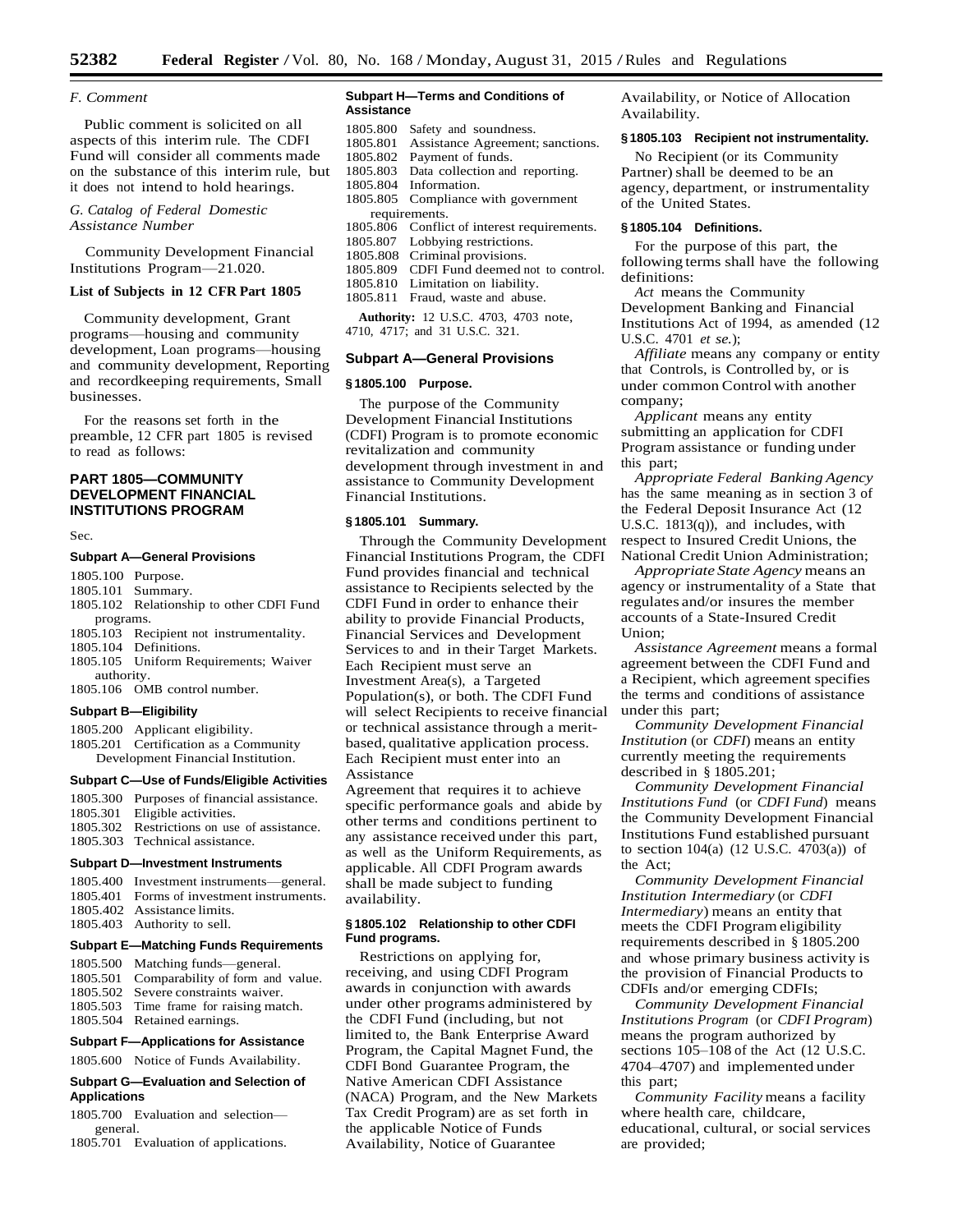*F. Comment*

Public comment is solicited on all aspects of this interim rule. The CDFI Fund will consider all comments made on the substance of this interim rule, but it does not intend to hold hearings.

*G. Catalog of Federal Domestic Assistance Number*

Community Development Financial Institutions Program—21.020.

**List of Subjects in 12 CFR Part 1805**

Community development, Grant programs—housing and community development, Loan programs—housing and community development, Reporting and recordkeeping requirements, Small businesses.

For the reasons set forth in the preamble, 12 CFR part 1805 is revised to read as follows:

## PART 1805—COMMUNITY DEVELOPMENT FINANCIAL INSTITUTIONS PROGRAM

Sec.

**Subpart A—General Provisions**

1805.100 Purpose.
1805.101 Summary.
1805.102 Relationship to other CDFI Fund programs.
1805.103 Recipient not instrumentality.
1805.104 Definitions.
1805.105 Uniform Requirements; Waiver authority.
1805.106 OMB control number.

**Subpart B—Eligibility**

1805.200 Applicant eligibility.
1805.201 Certification as a Community Development Financial Institution.

**Subpart C—Use of Funds/Eligible Activities**

1805.300 Purposes of financial assistance.
1805.301 Eligible activities.
1805.302 Restrictions on use of assistance.
1805.303 Technical assistance.

**Subpart D—Investment Instruments**

1805.400 Investment instruments—general.
1805.401 Forms of investment instruments.
1805.402 Assistance limits.
1805.403 Authority to sell.

**Subpart E—Matching Funds Requirements**

1805.500 Matching funds—general.
1805.501 Comparability of form and value.
1805.502 Severe constraints waiver.
1805.503 Time frame for raising match.
1805.504 Retained earnings.

**Subpart F—Applications for Assistance**

1805.600 Notice of Funds Availability.

**Subpart G—Evaluation and Selection of Applications**

1805.700 Evaluation and selection—general.
1805.701 Evaluation of applications.

**Subpart H—Terms and Conditions of Assistance**

1805.800 Safety and soundness.
1805.801 Assistance Agreement; sanctions.
1805.802 Payment of funds.
1805.803 Data collection and reporting.
1805.804 Information.
1805.805 Compliance with government requirements.
1805.806 Conflict of interest requirements.
1805.807 Lobbying restrictions.
1805.808 Criminal provisions.
1805.809 CDFI Fund deemed not to control.
1805.810 Limitation on liability.
1805.811 Fraud, waste and abuse.

**Authority:** 12 U.S.C. 4703, 4703 note, 4710, 4717; and 31 U.S.C. 321.

### Subpart A—General Provisions

**§ 1805.100 Purpose.**

The purpose of the Community Development Financial Institutions (CDFI) Program is to promote economic revitalization and community development through investment in and assistance to Community Development Financial Institutions.

**§ 1805.101 Summary.**

Through the Community Development Financial Institutions Program, the CDFI Fund provides financial and technical assistance to Recipients selected by the CDFI Fund in order to enhance their ability to provide Financial Products, Financial Services and Development Services to and in their Target Markets. Each Recipient must serve an Investment Area(s), a Targeted Population(s), or both. The CDFI Fund will select Recipients to receive financial or technical assistance through a merit-based, qualitative application process. Each Recipient must enter into an Assistance Agreement that requires it to achieve specific performance goals and abide by other terms and conditions pertinent to any assistance received under this part, as well as the Uniform Requirements, as applicable. All CDFI Program awards shall be made subject to funding availability.

**§ 1805.102 Relationship to other CDFI Fund programs.**

Restrictions on applying for, receiving, and using CDFI Program awards in conjunction with awards under other programs administered by the CDFI Fund (including, but not limited to, the Bank Enterprise Award Program, the Capital Magnet Fund, the CDFI Bond Guarantee Program, the Native American CDFI Assistance (NACA) Program, and the New Markets Tax Credit Program) are as set forth in the applicable Notice of Funds Availability, Notice of Guarantee Availability, or Notice of Allocation Availability.

**§ 1805.103 Recipient not instrumentality.**

No Recipient (or its Community Partner) shall be deemed to be an agency, department, or instrumentality of the United States.

**§ 1805.104 Definitions.**

For the purpose of this part, the following terms shall have the following definitions:

*Act* means the Community Development Banking and Financial Institutions Act of 1994, as amended (12 U.S.C. 4701 *et se.*);

*Affiliate* means any company or entity that Controls, is Controlled by, or is under common Control with another company;

*Applicant* means any entity submitting an application for CDFI Program assistance or funding under this part;

*Appropriate Federal Banking Agency* has the same meaning as in section 3 of the Federal Deposit Insurance Act (12 U.S.C. 1813(q)), and includes, with respect to Insured Credit Unions, the National Credit Union Administration;

*Appropriate State Agency* means an agency or instrumentality of a State that regulates and/or insures the member accounts of a State-Insured Credit Union;

*Assistance Agreement* means a formal agreement between the CDFI Fund and a Recipient, which agreement specifies the terms and conditions of assistance under this part;

*Community Development Financial Institution* (or *CDFI*) means an entity currently meeting the requirements described in § 1805.201;

*Community Development Financial Institutions Fund* (or *CDFI Fund*) means the Community Development Financial Institutions Fund established pursuant to section 104(a) (12 U.S.C. 4703(a)) of the Act;

*Community Development Financial Institution Intermediary* (or *CDFI Intermediary*) means an entity that meets the CDFI Program eligibility requirements described in § 1805.200 and whose primary business activity is the provision of Financial Products to CDFIs and/or emerging CDFIs;

*Community Development Financial Institutions Program* (or *CDFI Program*) means the program authorized by sections 105–108 of the Act (12 U.S.C. 4704–4707) and implemented under this part;

*Community Facility* means a facility where health care, childcare, educational, cultural, or social services are provided;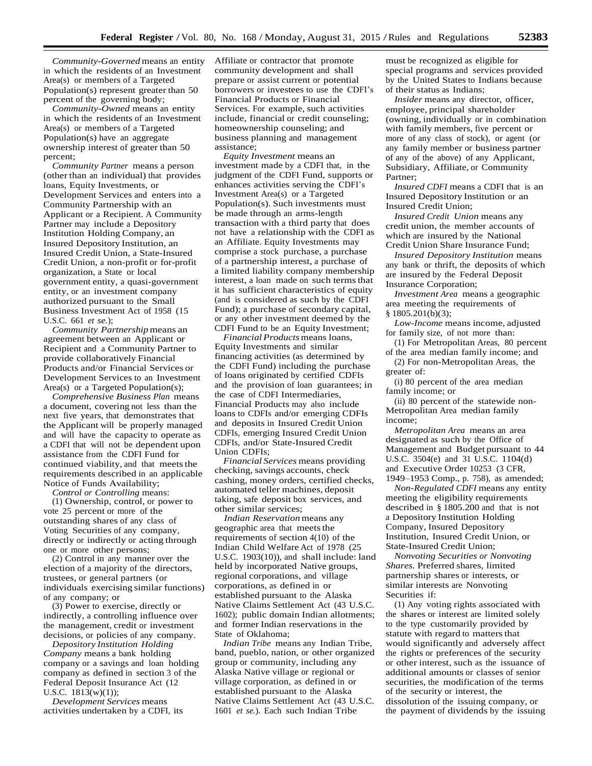*Community-Governed* means an entity in which the residents of an Investment Area(s) or members of a Targeted Population(s) represent greater than 50 percent of the governing body;

*Community-Owned* means an entity in which the residents of an Investment Area(s) or members of a Targeted Population(s) have an aggregate ownership interest of greater than 50 percent;

*Community Partner* means a person (other than an individual) that provides loans, Equity Investments, or Development Services and enters into a Community Partnership with an Applicant or a Recipient. A Community Partner may include a Depository Institution Holding Company, an Insured Depository Institution, an Insured Credit Union, a State-Insured Credit Union, a non-profit or for-profit organization, a State or local government entity, a quasi-government entity, or an investment company authorized pursuant to the Small Business Investment Act of 1958 (15 U.S.C. 661 *et se.*);

*Community Partnership* means an agreement between an Applicant or Recipient and a Community Partner to provide collaboratively Financial Products and/or Financial Services or Development Services to an Investment Area(s) or a Targeted Population(s);

*Comprehensive Business Plan* means a document, covering not less than the next five years, that demonstrates that the Applicant will be properly managed and will have the capacity to operate as a CDFI that will not be dependent upon assistance from the CDFI Fund for continued viability, and that meets the requirements described in an applicable Notice of Funds Availability;

*Control or Controlling* means:

(1) Ownership, control, or power to vote 25 percent or more of the outstanding shares of any class of Voting Securities of any company, directly or indirectly or acting through one or more other persons;

(2) Control in any manner over the election of a majority of the directors, trustees, or general partners (or individuals exercising similar functions) of any company; or

(3) Power to exercise, directly or indirectly, a controlling influence over the management, credit or investment decisions, or policies of any company.

*Depository Institution Holding Company* means a bank holding company or a savings and loan holding company as defined in section 3 of the Federal Deposit Insurance Act (12 U.S.C. 1813(w)(1));

*Development Services* means activities undertaken by a CDFI, its Affiliate or contractor that promote community development and shall prepare or assist current or potential borrowers or investees to use the CDFI's Financial Products or Financial Services. For example, such activities include, financial or credit counseling; homeownership counseling; and business planning and management assistance;

*Equity Investment* means an investment made by a CDFI that, in the judgment of the CDFI Fund, supports or enhances activities serving the CDFI's Investment Area(s) or a Targeted Population(s). Such investments must be made through an arms-length transaction with a third party that does not have a relationship with the CDFI as an Affiliate. Equity Investments may comprise a stock purchase, a purchase of a partnership interest, a purchase of a limited liability company membership interest, a loan made on such terms that it has sufficient characteristics of equity (and is considered as such by the CDFI Fund); a purchase of secondary capital, or any other investment deemed by the CDFI Fund to be an Equity Investment;

*Financial Products* means loans, Equity Investments and similar financing activities (as determined by the CDFI Fund) including the purchase of loans originated by certified CDFIs and the provision of loan guarantees; in the case of CDFI Intermediaries, Financial Products may also include loans to CDFIs and/or emerging CDFIs and deposits in Insured Credit Union CDFIs, emerging Insured Credit Union CDFIs, and/or State-Insured Credit Union CDFIs;

*Financial Services* means providing checking, savings accounts, check cashing, money orders, certified checks, automated teller machines, deposit taking, safe deposit box services, and other similar services;

*Indian Reservation* means any geographic area that meets the requirements of section 4(10) of the Indian Child Welfare Act of 1978 (25 U.S.C. 1903(10)), and shall include: land held by incorporated Native groups, regional corporations, and village corporations, as defined in or established pursuant to the Alaska Native Claims Settlement Act (43 U.S.C. 1602); public domain Indian allotments; and former Indian reservations in the State of Oklahoma;

*Indian Tribe* means any Indian Tribe, band, pueblo, nation, or other organized group or community, including any Alaska Native village or regional or village corporation, as defined in or established pursuant to the Alaska Native Claims Settlement Act (43 U.S.C. 1601 *et se.*). Each such Indian Tribe must be recognized as eligible for special programs and services provided by the United States to Indians because of their status as Indians;

*Insider* means any director, officer, employee, principal shareholder (owning, individually or in combination with family members, five percent or more of any class of stock), or agent (or any family member or business partner of any of the above) of any Applicant, Subsidiary, Affiliate, or Community Partner;

*Insured CDFI* means a CDFI that is an Insured Depository Institution or an Insured Credit Union;

*Insured Credit Union* means any credit union, the member accounts of which are insured by the National Credit Union Share Insurance Fund;

*Insured Depository Institution* means any bank or thrift, the deposits of which are insured by the Federal Deposit Insurance Corporation;

*Investment Area* means a geographic area meeting the requirements of § 1805.201(b)(3);

*Low-Income* means income, adjusted for family size, of not more than:

(1) For Metropolitan Areas, 80 percent of the area median family income; and

(2) For non-Metropolitan Areas, the greater of:

(i) 80 percent of the area median family income; or

(ii) 80 percent of the statewide non-Metropolitan Area median family income;

*Metropolitan Area* means an area designated as such by the Office of Management and Budget pursuant to 44 U.S.C. 3504(e) and 31 U.S.C. 1104(d) and Executive Order 10253 (3 CFR, 1949–1953 Comp., p. 758), as amended;

*Non-Regulated CDFI* means any entity meeting the eligibility requirements described in § 1805.200 and that is not a Depository Institution Holding Company, Insured Depository Institution, Insured Credit Union, or State-Insured Credit Union;

*Nonvoting Securities or Nonvoting Shares.* Preferred shares, limited partnership shares or interests, or similar interests are Nonvoting Securities if:

(1) Any voting rights associated with the shares or interest are limited solely to the type customarily provided by statute with regard to matters that would significantly and adversely affect the rights or preferences of the security or other interest, such as the issuance of additional amounts or classes of senior securities, the modification of the terms of the security or interest, the dissolution of the issuing company, or the payment of dividends by the issuing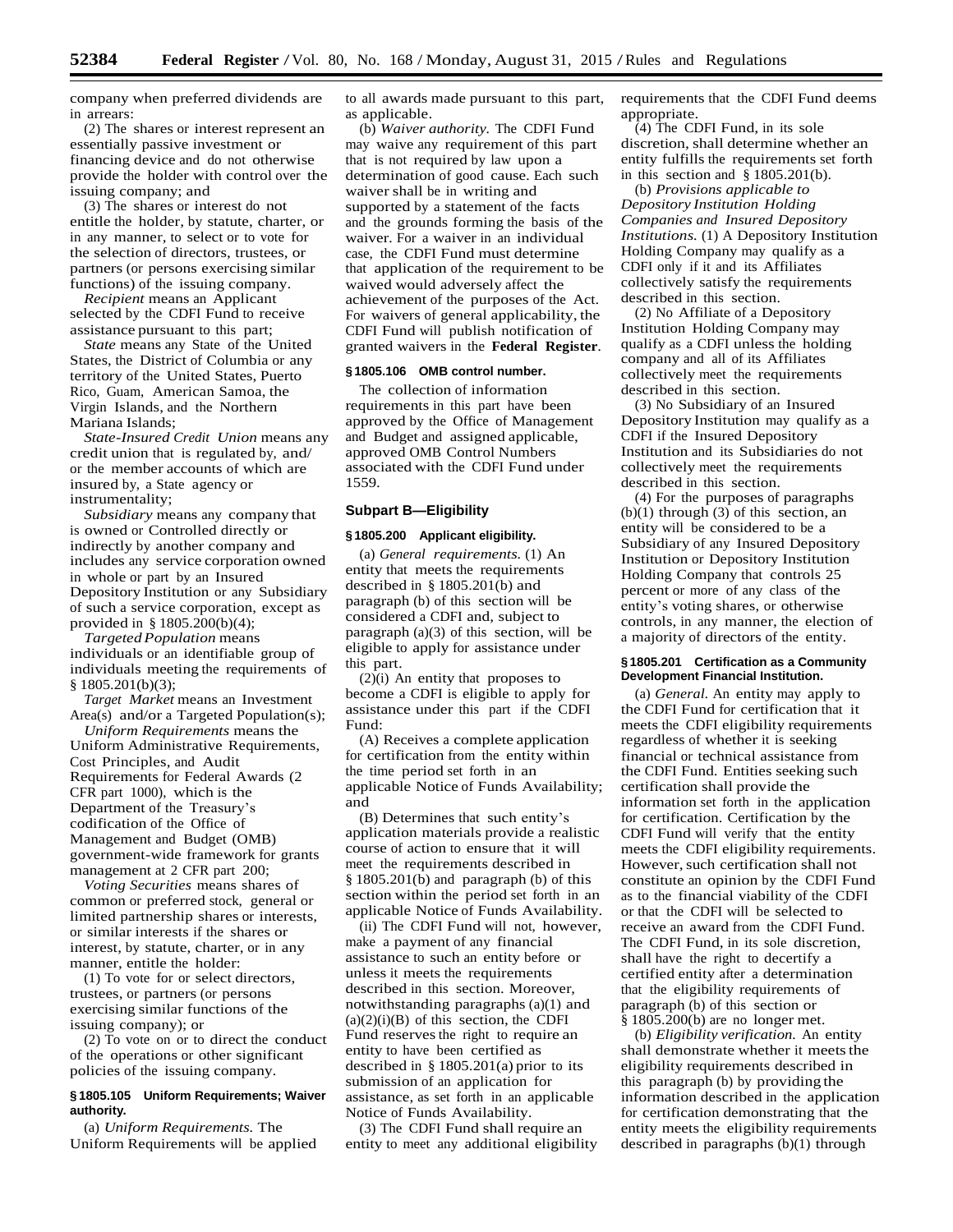company when preferred dividends are in arrears:

(2) The shares or interest represent an essentially passive investment or financing device and do not otherwise provide the holder with control over the issuing company; and

(3) The shares or interest do not entitle the holder, by statute, charter, or in any manner, to select or to vote for the selection of directors, trustees, or partners (or persons exercising similar functions) of the issuing company.

*Recipient* means an Applicant selected by the CDFI Fund to receive assistance pursuant to this part;

*State* means any State of the United States, the District of Columbia or any territory of the United States, Puerto Rico, Guam, American Samoa, the Virgin Islands, and the Northern Mariana Islands;

*State-Insured Credit Union* means any credit union that is regulated by, and/or the member accounts of which are insured by, a State agency or instrumentality;

*Subsidiary* means any company that is owned or Controlled directly or indirectly by another company and includes any service corporation owned in whole or part by an Insured Depository Institution or any Subsidiary of such a service corporation, except as provided in § 1805.200(b)(4);

*Targeted Population* means individuals or an identifiable group of individuals meeting the requirements of § 1805.201(b)(3);

*Target Market* means an Investment Area(s) and/or a Targeted Population(s);

*Uniform Requirements* means the Uniform Administrative Requirements, Cost Principles, and Audit Requirements for Federal Awards (2 CFR part 1000), which is the Department of the Treasury's codification of the Office of Management and Budget (OMB) government-wide framework for grants management at 2 CFR part 200;

*Voting Securities* means shares of common or preferred stock, general or limited partnership shares or interests, or similar interests if the shares or interest, by statute, charter, or in any manner, entitle the holder:

(1) To vote for or select directors, trustees, or partners (or persons exercising similar functions of the issuing company); or

(2) To vote on or to direct the conduct of the operations or other significant policies of the issuing company.

#### § 1805.105 Uniform Requirements; Waiver authority.

(a) *Uniform Requirements.* The Uniform Requirements will be applied to all awards made pursuant to this part, as applicable.

(b) *Waiver authority.* The CDFI Fund may waive any requirement of this part that is not required by law upon a determination of good cause. Each such waiver shall be in writing and supported by a statement of the facts and the grounds forming the basis of the waiver. For a waiver in an individual case, the CDFI Fund must determine that application of the requirement to be waived would adversely affect the achievement of the purposes of the Act. For waivers of general applicability, the CDFI Fund will publish notification of granted waivers in the **Federal Register**.

#### § 1805.106 OMB control number.

The collection of information requirements in this part have been approved by the Office of Management and Budget and assigned applicable, approved OMB Control Numbers associated with the CDFI Fund under 1559.

### Subpart B—Eligibility

#### § 1805.200 Applicant eligibility.

(a) *General requirements.* (1) An entity that meets the requirements described in § 1805.201(b) and paragraph (b) of this section will be considered a CDFI and, subject to paragraph (a)(3) of this section, will be eligible to apply for assistance under this part.

(2)(i) An entity that proposes to become a CDFI is eligible to apply for assistance under this part if the CDFI Fund:

(A) Receives a complete application for certification from the entity within the time period set forth in an applicable Notice of Funds Availability; and

(B) Determines that such entity's application materials provide a realistic course of action to ensure that it will meet the requirements described in § 1805.201(b) and paragraph (b) of this section within the period set forth in an applicable Notice of Funds Availability.

(ii) The CDFI Fund will not, however, make a payment of any financial assistance to such an entity before or unless it meets the requirements described in this section. Moreover, notwithstanding paragraphs (a)(1) and (a)(2)(i)(B) of this section, the CDFI Fund reserves the right to require an entity to have been certified as described in § 1805.201(a) prior to its submission of an application for assistance, as set forth in an applicable Notice of Funds Availability.

(3) The CDFI Fund shall require an entity to meet any additional eligibility requirements that the CDFI Fund deems appropriate.

(4) The CDFI Fund, in its sole discretion, shall determine whether an entity fulfills the requirements set forth in this section and § 1805.201(b).

(b) *Provisions applicable to Depository Institution Holding Companies and Insured Depository Institutions.* (1) A Depository Institution Holding Company may qualify as a CDFI only if it and its Affiliates collectively satisfy the requirements described in this section.

(2) No Affiliate of a Depository Institution Holding Company may qualify as a CDFI unless the holding company and all of its Affiliates collectively meet the requirements described in this section.

(3) No Subsidiary of an Insured Depository Institution may qualify as a CDFI if the Insured Depository Institution and its Subsidiaries do not collectively meet the requirements described in this section.

(4) For the purposes of paragraphs (b)(1) through (3) of this section, an entity will be considered to be a Subsidiary of any Insured Depository Institution or Depository Institution Holding Company that controls 25 percent or more of any class of the entity's voting shares, or otherwise controls, in any manner, the election of a majority of directors of the entity.

#### § 1805.201 Certification as a Community Development Financial Institution.

(a) *General.* An entity may apply to the CDFI Fund for certification that it meets the CDFI eligibility requirements regardless of whether it is seeking financial or technical assistance from the CDFI Fund. Entities seeking such certification shall provide the information set forth in the application for certification. Certification by the CDFI Fund will verify that the entity meets the CDFI eligibility requirements. However, such certification shall not constitute an opinion by the CDFI Fund as to the financial viability of the CDFI or that the CDFI will be selected to receive an award from the CDFI Fund. The CDFI Fund, in its sole discretion, shall have the right to decertify a certified entity after a determination that the eligibility requirements of paragraph (b) of this section or § 1805.200(b) are no longer met.

(b) *Eligibility verification.* An entity shall demonstrate whether it meets the eligibility requirements described in this paragraph (b) by providing the information described in the application for certification demonstrating that the entity meets the eligibility requirements described in paragraphs (b)(1) through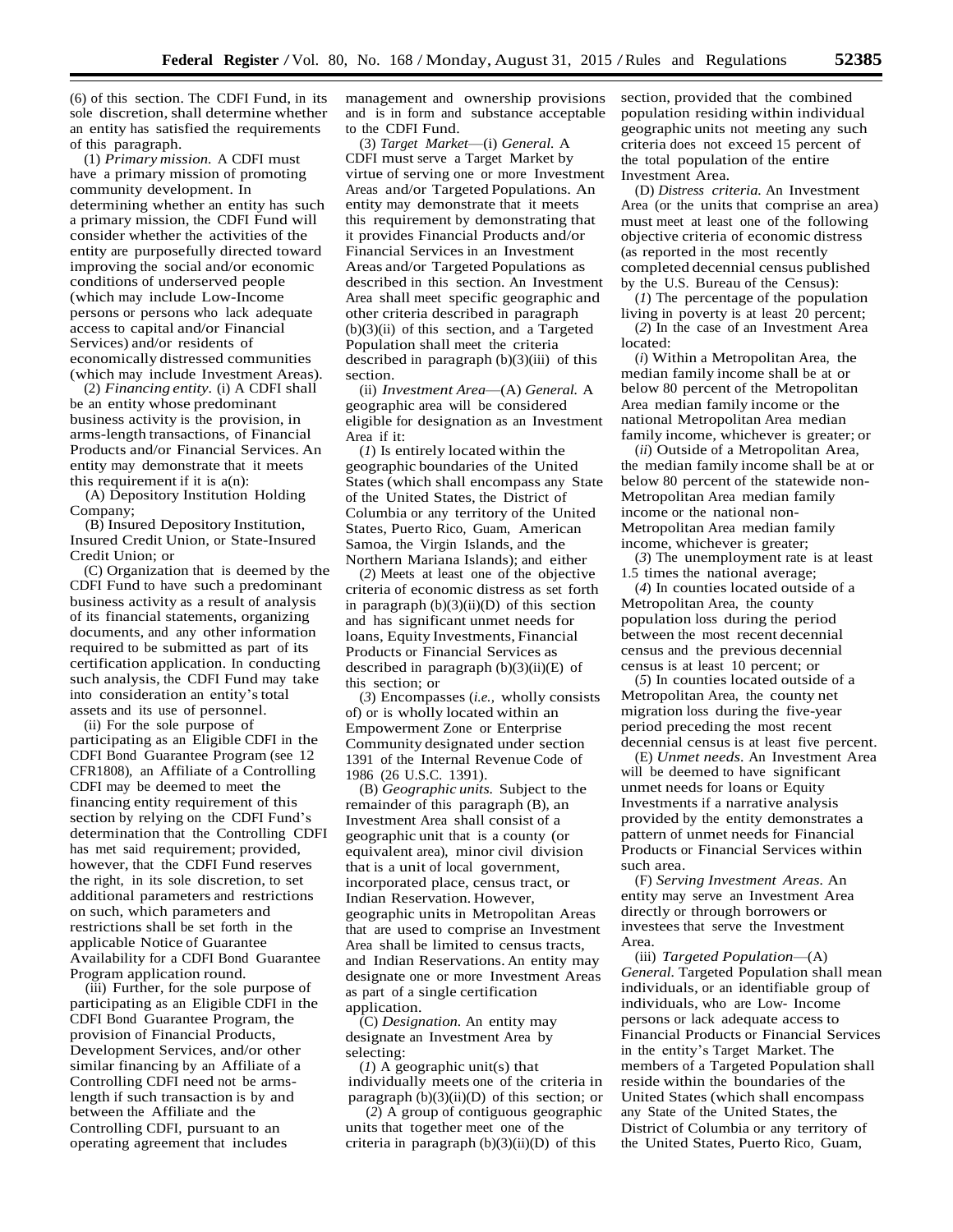(6) of this section. The CDFI Fund, in its sole discretion, shall determine whether an entity has satisfied the requirements of this paragraph.

(1) *Primary mission.* A CDFI must have a primary mission of promoting community development. In determining whether an entity has such a primary mission, the CDFI Fund will consider whether the activities of the entity are purposefully directed toward improving the social and/or economic conditions of underserved people (which may include Low-Income persons or persons who lack adequate access to capital and/or Financial Services) and/or residents of economically distressed communities (which may include Investment Areas).

(2) *Financing entity.* (i) A CDFI shall be an entity whose predominant business activity is the provision, in arms-length transactions, of Financial Products and/or Financial Services. An entity may demonstrate that it meets this requirement if it is a(n):

(A) Depository Institution Holding Company;

(B) Insured Depository Institution, Insured Credit Union, or State-Insured Credit Union; or

(C) Organization that is deemed by the CDFI Fund to have such a predominant business activity as a result of analysis of its financial statements, organizing documents, and any other information required to be submitted as part of its certification application. In conducting such analysis, the CDFI Fund may take into consideration an entity's total assets and its use of personnel.

(ii) For the sole purpose of participating as an Eligible CDFI in the CDFI Bond Guarantee Program (see 12 CFR1808), an Affiliate of a Controlling CDFI may be deemed to meet the financing entity requirement of this section by relying on the CDFI Fund's determination that the Controlling CDFI has met said requirement; provided, however, that the CDFI Fund reserves the right, in its sole discretion, to set additional parameters and restrictions on such, which parameters and restrictions shall be set forth in the applicable Notice of Guarantee Availability for a CDFI Bond Guarantee Program application round.

(iii) Further, for the sole purpose of participating as an Eligible CDFI in the CDFI Bond Guarantee Program, the provision of Financial Products, Development Services, and/or other similar financing by an Affiliate of a Controlling CDFI need not be arms-length if such transaction is by and between the Affiliate and the Controlling CDFI, pursuant to an operating agreement that includes management and ownership provisions and is in form and substance acceptable to the CDFI Fund.

(3) *Target Market*—(i) *General.* A CDFI must serve a Target Market by virtue of serving one or more Investment Areas and/or Targeted Populations. An entity may demonstrate that it meets this requirement by demonstrating that it provides Financial Products and/or Financial Services in an Investment Areas and/or Targeted Populations as described in this section. An Investment Area shall meet specific geographic and other criteria described in paragraph (b)(3)(ii) of this section, and a Targeted Population shall meet the criteria described in paragraph (b)(3)(iii) of this section.

(ii) *Investment Area*—(A) *General.* A geographic area will be considered eligible for designation as an Investment Area if it:

(*1*) Is entirely located within the geographic boundaries of the United States (which shall encompass any State of the United States, the District of Columbia or any territory of the United States, Puerto Rico, Guam, American Samoa, the Virgin Islands, and the Northern Mariana Islands); and either

(*2*) Meets at least one of the objective criteria of economic distress as set forth in paragraph (b)(3)(ii)(D) of this section and has significant unmet needs for loans, Equity Investments, Financial Products or Financial Services as described in paragraph (b)(3)(ii)(E) of this section; or

(*3*) Encompasses (*i.e.,* wholly consists of) or is wholly located within an Empowerment Zone or Enterprise Community designated under section 1391 of the Internal Revenue Code of 1986 (26 U.S.C. 1391).

(B) *Geographic units.* Subject to the remainder of this paragraph (B), an Investment Area shall consist of a geographic unit that is a county (or equivalent area), minor civil division that is a unit of local government, incorporated place, census tract, or Indian Reservation. However, geographic units in Metropolitan Areas that are used to comprise an Investment Area shall be limited to census tracts, and Indian Reservations. An entity may designate one or more Investment Areas as part of a single certification application.

(C) *Designation.* An entity may designate an Investment Area by selecting:

(*1*) A geographic unit(s) that individually meets one of the criteria in paragraph (b)(3)(ii)(D) of this section; or

(*2*) A group of contiguous geographic units that together meet one of the criteria in paragraph (b)(3)(ii)(D) of this section, provided that the combined population residing within individual geographic units not meeting any such criteria does not exceed 15 percent of the total population of the entire Investment Area.

(D) *Distress criteria.* An Investment Area (or the units that comprise an area) must meet at least one of the following objective criteria of economic distress (as reported in the most recently completed decennial census published by the U.S. Bureau of the Census):

(*1*) The percentage of the population living in poverty is at least 20 percent;

(*2*) In the case of an Investment Area located:

(*i*) Within a Metropolitan Area, the median family income shall be at or below 80 percent of the Metropolitan Area median family income or the national Metropolitan Area median family income, whichever is greater; or

(*ii*) Outside of a Metropolitan Area, the median family income shall be at or below 80 percent of the statewide non-Metropolitan Area median family income or the national non-Metropolitan Area median family income, whichever is greater;

(*3*) The unemployment rate is at least 1.5 times the national average;

(*4*) In counties located outside of a Metropolitan Area, the county population loss during the period between the most recent decennial census and the previous decennial census is at least 10 percent; or

(*5*) In counties located outside of a Metropolitan Area, the county net migration loss during the five-year period preceding the most recent decennial census is at least five percent.

(E) *Unmet needs.* An Investment Area will be deemed to have significant unmet needs for loans or Equity Investments if a narrative analysis provided by the entity demonstrates a pattern of unmet needs for Financial Products or Financial Services within such area.

(F) *Serving Investment Areas.* An entity may serve an Investment Area directly or through borrowers or investees that serve the Investment Area.

(iii) *Targeted Population*—(A) *General.* Targeted Population shall mean individuals, or an identifiable group of individuals, who are Low- Income persons or lack adequate access to Financial Products or Financial Services in the entity's Target Market. The members of a Targeted Population shall reside within the boundaries of the United States (which shall encompass any State of the United States, the District of Columbia or any territory of the United States, Puerto Rico, Guam,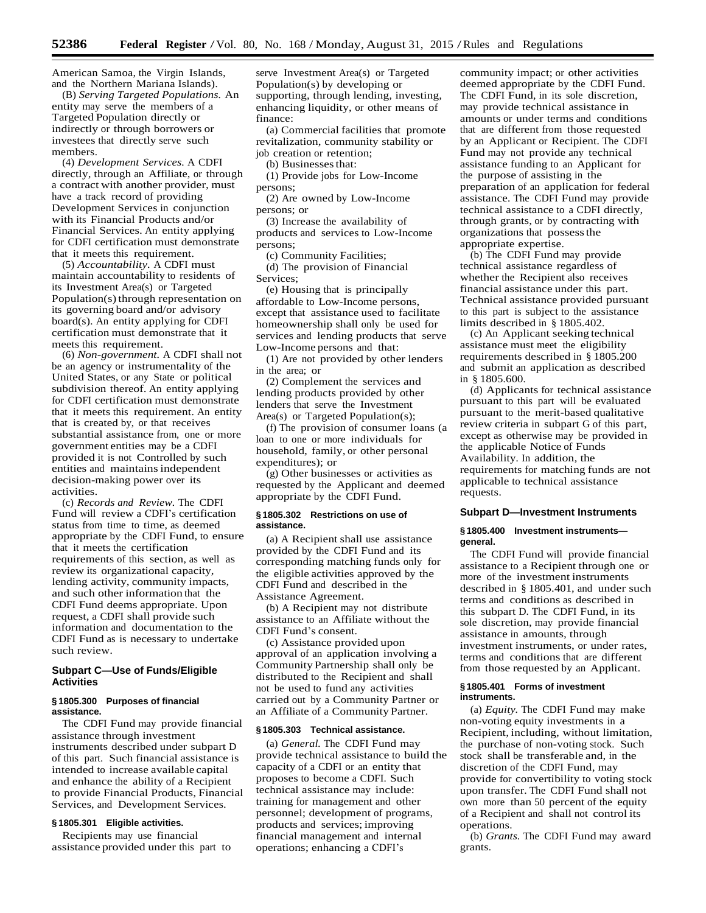American Samoa, the Virgin Islands, and the Northern Mariana Islands).

(B) *Serving Targeted Populations.* An entity may serve the members of a Targeted Population directly or indirectly or through borrowers or investees that directly serve such members.

(4) *Development Services.* A CDFI directly, through an Affiliate, or through a contract with another provider, must have a track record of providing Development Services in conjunction with its Financial Products and/or Financial Services. An entity applying for CDFI certification must demonstrate that it meets this requirement.

(5) *Accountability.* A CDFI must maintain accountability to residents of its Investment Area(s) or Targeted Population(s) through representation on its governing board and/or advisory board(s). An entity applying for CDFI certification must demonstrate that it meets this requirement.

(6) *Non-government.* A CDFI shall not be an agency or instrumentality of the United States, or any State or political subdivision thereof. An entity applying for CDFI certification must demonstrate that it meets this requirement. An entity that is created by, or that receives substantial assistance from, one or more government entities may be a CDFI provided it is not Controlled by such entities and maintains independent decision-making power over its activities.

(c) *Records and Review.* The CDFI Fund will review a CDFI's certification status from time to time, as deemed appropriate by the CDFI Fund, to ensure that it meets the certification requirements of this section, as well as review its organizational capacity, lending activity, community impacts, and such other information that the CDFI Fund deems appropriate. Upon request, a CDFI shall provide such information and documentation to the CDFI Fund as is necessary to undertake such review.

## Subpart C—Use of Funds/Eligible Activities

### § 1805.300 Purposes of financial assistance.

The CDFI Fund may provide financial assistance through investment instruments described under subpart D of this part. Such financial assistance is intended to increase available capital and enhance the ability of a Recipient to provide Financial Products, Financial Services, and Development Services.

### § 1805.301 Eligible activities.

Recipients may use financial assistance provided under this part to serve Investment Area(s) or Targeted Population(s) by developing or supporting, through lending, investing, enhancing liquidity, or other means of finance:

(a) Commercial facilities that promote revitalization, community stability or job creation or retention;

(b) Businesses that:

(1) Provide jobs for Low-Income persons;

(2) Are owned by Low-Income persons; or

(3) Increase the availability of products and services to Low-Income persons;

(c) Community Facilities;

(d) The provision of Financial Services;

(e) Housing that is principally affordable to Low-Income persons, except that assistance used to facilitate homeownership shall only be used for services and lending products that serve Low-Income persons and that:

(1) Are not provided by other lenders in the area; or

(2) Complement the services and lending products provided by other lenders that serve the Investment Area(s) or Targeted Population(s);

(f) The provision of consumer loans (a loan to one or more individuals for household, family, or other personal expenditures); or

(g) Other businesses or activities as requested by the Applicant and deemed appropriate by the CDFI Fund.

### § 1805.302 Restrictions on use of assistance.

(a) A Recipient shall use assistance provided by the CDFI Fund and its corresponding matching funds only for the eligible activities approved by the CDFI Fund and described in the Assistance Agreement.

(b) A Recipient may not distribute assistance to an Affiliate without the CDFI Fund's consent.

(c) Assistance provided upon approval of an application involving a Community Partnership shall only be distributed to the Recipient and shall not be used to fund any activities carried out by a Community Partner or an Affiliate of a Community Partner.

### § 1805.303 Technical assistance.

(a) *General.* The CDFI Fund may provide technical assistance to build the capacity of a CDFI or an entity that proposes to become a CDFI. Such technical assistance may include: training for management and other personnel; development of programs, products and services; improving financial management and internal operations; enhancing a CDFI's community impact; or other activities deemed appropriate by the CDFI Fund. The CDFI Fund, in its sole discretion, may provide technical assistance in amounts or under terms and conditions that are different from those requested by an Applicant or Recipient. The CDFI Fund may not provide any technical assistance funding to an Applicant for the purpose of assisting in the preparation of an application for federal assistance. The CDFI Fund may provide technical assistance to a CDFI directly, through grants, or by contracting with organizations that possess the appropriate expertise.

(b) The CDFI Fund may provide technical assistance regardless of whether the Recipient also receives financial assistance under this part. Technical assistance provided pursuant to this part is subject to the assistance limits described in § 1805.402.

(c) An Applicant seeking technical assistance must meet the eligibility requirements described in § 1805.200 and submit an application as described in § 1805.600.

(d) Applicants for technical assistance pursuant to this part will be evaluated pursuant to the merit-based qualitative review criteria in subpart G of this part, except as otherwise may be provided in the applicable Notice of Funds Availability. In addition, the requirements for matching funds are not applicable to technical assistance requests.

## Subpart D—Investment Instruments

### § 1805.400 Investment instruments—general.

The CDFI Fund will provide financial assistance to a Recipient through one or more of the investment instruments described in § 1805.401, and under such terms and conditions as described in this subpart D. The CDFI Fund, in its sole discretion, may provide financial assistance in amounts, through investment instruments, or under rates, terms and conditions that are different from those requested by an Applicant.

### § 1805.401 Forms of investment instruments.

(a) *Equity.* The CDFI Fund may make non-voting equity investments in a Recipient, including, without limitation, the purchase of non-voting stock. Such stock shall be transferable and, in the discretion of the CDFI Fund, may provide for convertibility to voting stock upon transfer. The CDFI Fund shall not own more than 50 percent of the equity of a Recipient and shall not control its operations.

(b) *Grants.* The CDFI Fund may award grants.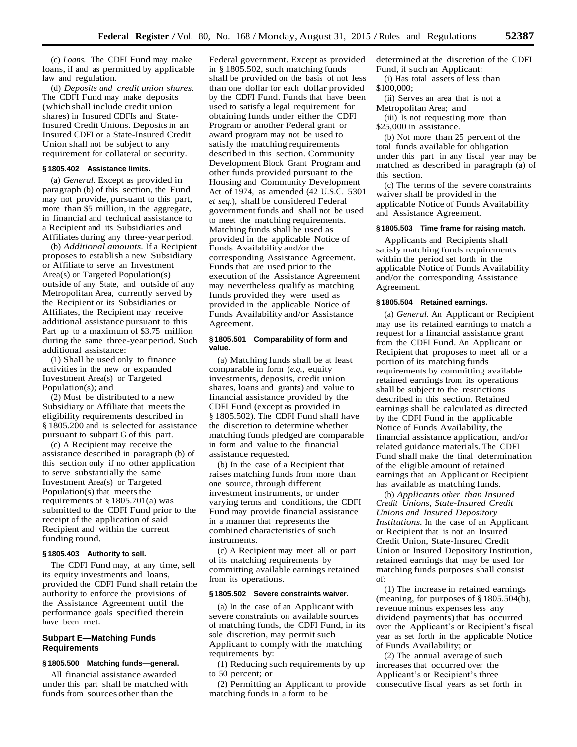(c) *Loans.* The CDFI Fund may make loans, if and as permitted by applicable law and regulation.

(d) *Deposits and credit union shares.* The CDFI Fund may make deposits (which shall include credit union shares) in Insured CDFIs and State-Insured Credit Unions. Deposits in an Insured CDFI or a State-Insured Credit Union shall not be subject to any requirement for collateral or security.

### § 1805.402 Assistance limits.

(a) *General.* Except as provided in paragraph (b) of this section, the Fund may not provide, pursuant to this part, more than $5 million, in the aggregate, in financial and technical assistance to a Recipient and its Subsidiaries and Affiliates during any three-year period.

(b) *Additional amounts.* If a Recipient proposes to establish a new Subsidiary or Affiliate to serve an Investment Area(s) or Targeted Population(s) outside of any State, and outside of any Metropolitan Area, currently served by the Recipient or its Subsidiaries or Affiliates, the Recipient may receive additional assistance pursuant to this Part up to a maximum of $3.75 million during the same three-year period. Such additional assistance:

(1) Shall be used only to finance activities in the new or expanded Investment Area(s) or Targeted Population(s); and

(2) Must be distributed to a new Subsidiary or Affiliate that meets the eligibility requirements described in § 1805.200 and is selected for assistance pursuant to subpart G of this part.

(c) A Recipient may receive the assistance described in paragraph (b) of this section only if no other application to serve substantially the same Investment Area(s) or Targeted Population(s) that meets the requirements of § 1805.701(a) was submitted to the CDFI Fund prior to the receipt of the application of said Recipient and within the current funding round.

### § 1805.403 Authority to sell.

The CDFI Fund may, at any time, sell its equity investments and loans, provided the CDFI Fund shall retain the authority to enforce the provisions of the Assistance Agreement until the performance goals specified therein have been met.

## Subpart E—Matching Funds Requirements

### § 1805.500 Matching funds—general.

All financial assistance awarded under this part shall be matched with funds from sources other than the Federal government. Except as provided in § 1805.502, such matching funds shall be provided on the basis of not less than one dollar for each dollar provided by the CDFI Fund. Funds that have been used to satisfy a legal requirement for obtaining funds under either the CDFI Program or another Federal grant or award program may not be used to satisfy the matching requirements described in this section. Community Development Block Grant Program and other funds provided pursuant to the Housing and Community Development Act of 1974, as amended (42 U.S.C. 5301 *et seq.*), shall be considered Federal government funds and shall not be used to meet the matching requirements. Matching funds shall be used as provided in the applicable Notice of Funds Availability and/or the corresponding Assistance Agreement. Funds that are used prior to the execution of the Assistance Agreement may nevertheless qualify as matching funds provided they were used as provided in the applicable Notice of Funds Availability and/or Assistance Agreement.

### § 1805.501 Comparability of form and value.

(a) Matching funds shall be at least comparable in form (*e.g.,* equity investments, deposits, credit union shares, loans and grants) and value to financial assistance provided by the CDFI Fund (except as provided in § 1805.502). The CDFI Fund shall have the discretion to determine whether matching funds pledged are comparable in form and value to the financial assistance requested.

(b) In the case of a Recipient that raises matching funds from more than one source, through different investment instruments, or under varying terms and conditions, the CDFI Fund may provide financial assistance in a manner that represents the combined characteristics of such instruments.

(c) A Recipient may meet all or part of its matching requirements by committing available earnings retained from its operations.

### § 1805.502 Severe constraints waiver.

(a) In the case of an Applicant with severe constraints on available sources of matching funds, the CDFI Fund, in its sole discretion, may permit such Applicant to comply with the matching requirements by:

(1) Reducing such requirements by up to 50 percent; or

(2) Permitting an Applicant to provide matching funds in a form to be determined at the discretion of the CDFI Fund, if such an Applicant:

(i) Has total assets of less than $100,000;

(ii) Serves an area that is not a Metropolitan Area; and

(iii) Is not requesting more than $25,000 in assistance.

(b) Not more than 25 percent of the total funds available for obligation under this part in any fiscal year may be matched as described in paragraph (a) of this section.

(c) The terms of the severe constraints waiver shall be provided in the applicable Notice of Funds Availability and Assistance Agreement.

### § 1805.503 Time frame for raising match.

Applicants and Recipients shall satisfy matching funds requirements within the period set forth in the applicable Notice of Funds Availability and/or the corresponding Assistance Agreement.

### § 1805.504 Retained earnings.

(a) *General.* An Applicant or Recipient may use its retained earnings to match a request for a financial assistance grant from the CDFI Fund. An Applicant or Recipient that proposes to meet all or a portion of its matching funds requirements by committing available retained earnings from its operations shall be subject to the restrictions described in this section. Retained earnings shall be calculated as directed by the CDFI Fund in the applicable Notice of Funds Availability, the financial assistance application, and/or related guidance materials. The CDFI Fund shall make the final determination of the eligible amount of retained earnings that an Applicant or Recipient has available as matching funds.

(b) *Applicants other than Insured Credit Unions, State-Insured Credit Unions and Insured Depository Institutions.* In the case of an Applicant or Recipient that is not an Insured Credit Union, State-Insured Credit Union or Insured Depository Institution, retained earnings that may be used for matching funds purposes shall consist of:

(1) The increase in retained earnings (meaning, for purposes of § 1805.504(b), revenue minus expenses less any dividend payments) that has occurred over the Applicant's or Recipient's fiscal year as set forth in the applicable Notice of Funds Availability; or

(2) The annual average of such increases that occurred over the Applicant's or Recipient's three consecutive fiscal years as set forth in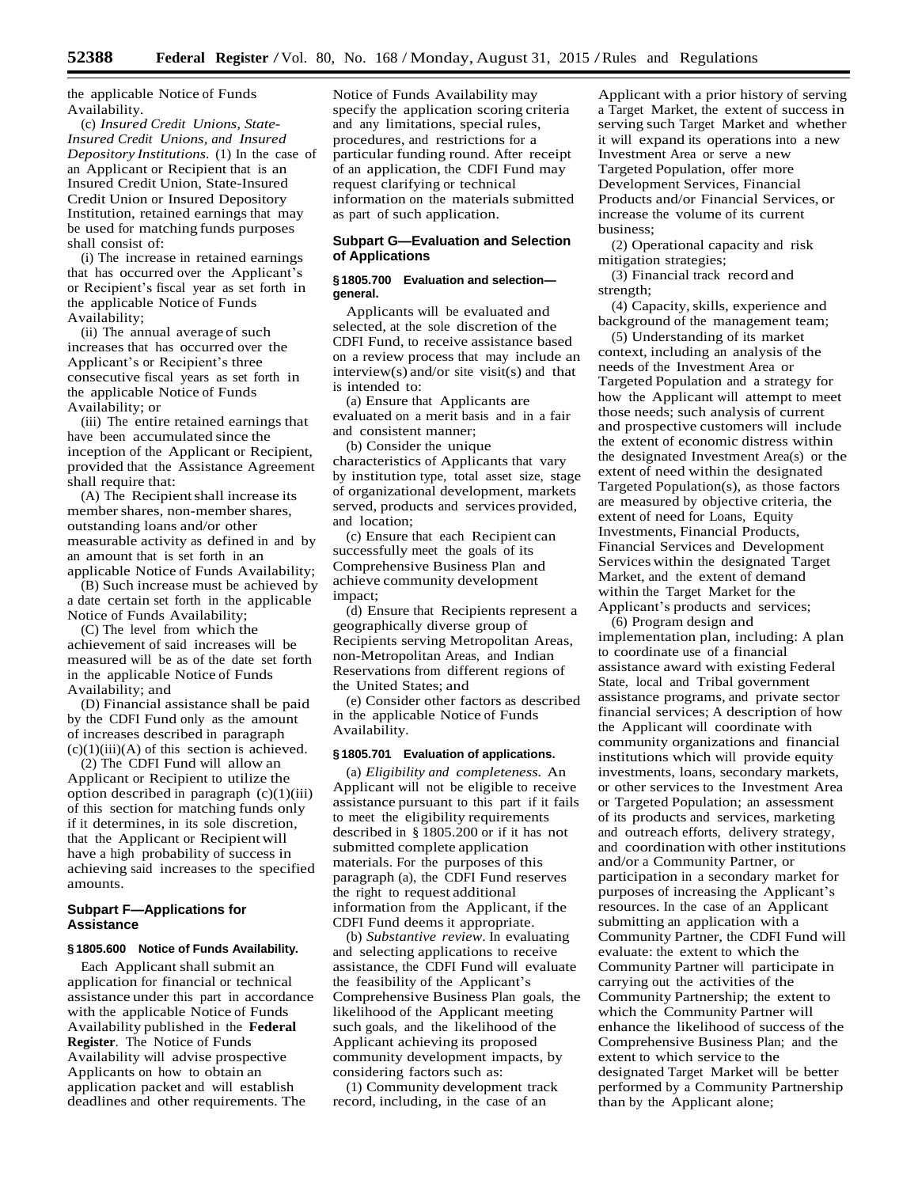the applicable Notice of Funds Availability.

(c) *Insured Credit Unions, State-Insured Credit Unions, and Insured Depository Institutions.* (1) In the case of an Applicant or Recipient that is an Insured Credit Union, State-Insured Credit Union or Insured Depository Institution, retained earnings that may be used for matching funds purposes shall consist of:

(i) The increase in retained earnings that has occurred over the Applicant's or Recipient's fiscal year as set forth in the applicable Notice of Funds Availability;

(ii) The annual average of such increases that has occurred over the Applicant's or Recipient's three consecutive fiscal years as set forth in the applicable Notice of Funds Availability; or

(iii) The entire retained earnings that have been accumulated since the inception of the Applicant or Recipient, provided that the Assistance Agreement shall require that:

(A) The Recipient shall increase its member shares, non-member shares, outstanding loans and/or other measurable activity as defined in and by an amount that is set forth in an applicable Notice of Funds Availability;

(B) Such increase must be achieved by a date certain set forth in the applicable Notice of Funds Availability;

(C) The level from which the achievement of said increases will be measured will be as of the date set forth in the applicable Notice of Funds Availability; and

(D) Financial assistance shall be paid by the CDFI Fund only as the amount of increases described in paragraph (c)(1)(iii)(A) of this section is achieved.

(2) The CDFI Fund will allow an Applicant or Recipient to utilize the option described in paragraph (c)(1)(iii) of this section for matching funds only if it determines, in its sole discretion, that the Applicant or Recipient will have a high probability of success in achieving said increases to the specified amounts.

## Subpart F—Applications for Assistance

### § 1805.600 Notice of Funds Availability.

Each Applicant shall submit an application for financial or technical assistance under this part in accordance with the applicable Notice of Funds Availability published in the **Federal Register**. The Notice of Funds Availability will advise prospective Applicants on how to obtain an application packet and will establish deadlines and other requirements. The Notice of Funds Availability may specify the application scoring criteria and any limitations, special rules, procedures, and restrictions for a particular funding round. After receipt of an application, the CDFI Fund may request clarifying or technical information on the materials submitted as part of such application.

## Subpart G—Evaluation and Selection of Applications

### § 1805.700 Evaluation and selection—general.

Applicants will be evaluated and selected, at the sole discretion of the CDFI Fund, to receive assistance based on a review process that may include an interview(s) and/or site visit(s) and that is intended to:

(a) Ensure that Applicants are evaluated on a merit basis and in a fair and consistent manner;

(b) Consider the unique characteristics of Applicants that vary by institution type, total asset size, stage of organizational development, markets served, products and services provided, and location;

(c) Ensure that each Recipient can successfully meet the goals of its Comprehensive Business Plan and achieve community development impact;

(d) Ensure that Recipients represent a geographically diverse group of Recipients serving Metropolitan Areas, non-Metropolitan Areas, and Indian Reservations from different regions of the United States; and

(e) Consider other factors as described in the applicable Notice of Funds Availability.

### § 1805.701 Evaluation of applications.

(a) *Eligibility and completeness.* An Applicant will not be eligible to receive assistance pursuant to this part if it fails to meet the eligibility requirements described in § 1805.200 or if it has not submitted complete application materials. For the purposes of this paragraph (a), the CDFI Fund reserves the right to request additional information from the Applicant, if the CDFI Fund deems it appropriate.

(b) *Substantive review.* In evaluating and selecting applications to receive assistance, the CDFI Fund will evaluate the feasibility of the Applicant's Comprehensive Business Plan goals, the likelihood of the Applicant meeting such goals, and the likelihood of the Applicant achieving its proposed community development impacts, by considering factors such as:

(1) Community development track record, including, in the case of an Applicant with a prior history of serving a Target Market, the extent of success in serving such Target Market and whether it will expand its operations into a new Investment Area or serve a new Targeted Population, offer more Development Services, Financial Products and/or Financial Services, or increase the volume of its current business;

(2) Operational capacity and risk mitigation strategies;

(3) Financial track record and strength;

(4) Capacity, skills, experience and background of the management team;

(5) Understanding of its market context, including an analysis of the needs of the Investment Area or Targeted Population and a strategy for how the Applicant will attempt to meet those needs; such analysis of current and prospective customers will include the extent of economic distress within the designated Investment Area(s) or the extent of need within the designated Targeted Population(s), as those factors are measured by objective criteria, the extent of need for Loans, Equity Investments, Financial Products, Financial Services and Development Services within the designated Target Market, and the extent of demand within the Target Market for the Applicant's products and services;

(6) Program design and implementation plan, including: A plan to coordinate use of a financial assistance award with existing Federal State, local and Tribal government assistance programs, and private sector financial services; A description of how the Applicant will coordinate with community organizations and financial institutions which will provide equity investments, loans, secondary markets, or other services to the Investment Area or Targeted Population; an assessment of its products and services, marketing and outreach efforts, delivery strategy, and coordination with other institutions and/or a Community Partner, or participation in a secondary market for purposes of increasing the Applicant's resources. In the case of an Applicant submitting an application with a Community Partner, the CDFI Fund will evaluate: the extent to which the Community Partner will participate in carrying out the activities of the Community Partnership; the extent to which the Community Partner will enhance the likelihood of success of the Comprehensive Business Plan; and the extent to which service to the designated Target Market will be better performed by a Community Partnership than by the Applicant alone;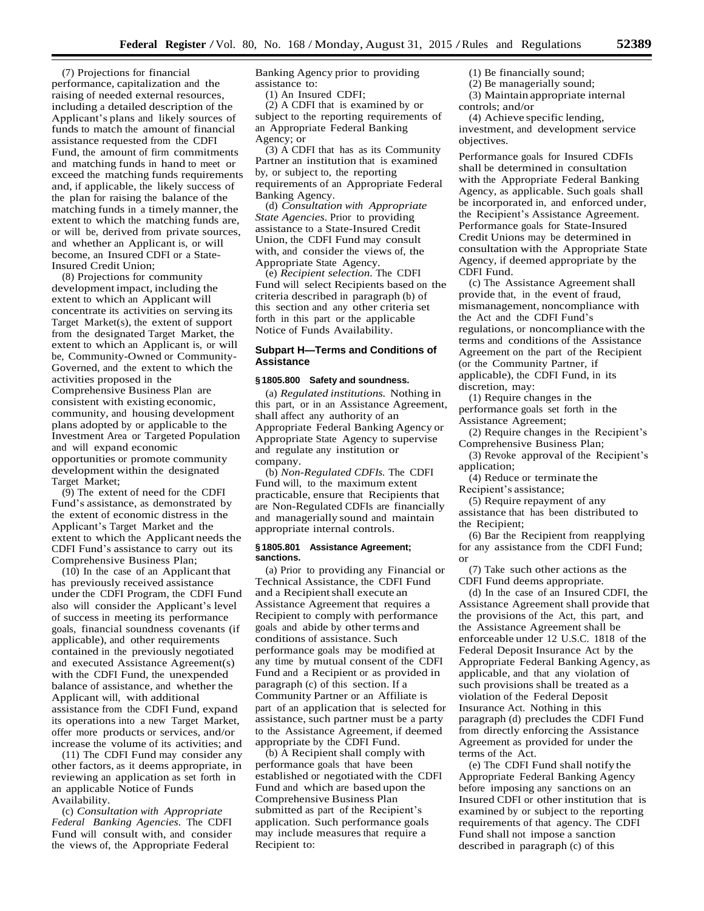(7) Projections for financial performance, capitalization and the raising of needed external resources, including a detailed description of the Applicant's plans and likely sources of funds to match the amount of financial assistance requested from the CDFI Fund, the amount of firm commitments and matching funds in hand to meet or exceed the matching funds requirements and, if applicable, the likely success of the plan for raising the balance of the matching funds in a timely manner, the extent to which the matching funds are, or will be, derived from private sources, and whether an Applicant is, or will become, an Insured CDFI or a State-Insured Credit Union;

(8) Projections for community development impact, including the extent to which an Applicant will concentrate its activities on serving its Target Market(s), the extent of support from the designated Target Market, the extent to which an Applicant is, or will be, Community-Owned or Community-Governed, and the extent to which the activities proposed in the Comprehensive Business Plan are consistent with existing economic, community, and housing development plans adopted by or applicable to the Investment Area or Targeted Population and will expand economic opportunities or promote community development within the designated Target Market;

(9) The extent of need for the CDFI Fund's assistance, as demonstrated by the extent of economic distress in the Applicant's Target Market and the extent to which the Applicant needs the CDFI Fund's assistance to carry out its Comprehensive Business Plan;

(10) In the case of an Applicant that has previously received assistance under the CDFI Program, the CDFI Fund also will consider the Applicant's level of success in meeting its performance goals, financial soundness covenants (if applicable), and other requirements contained in the previously negotiated and executed Assistance Agreement(s) with the CDFI Fund, the unexpended balance of assistance, and whether the Applicant will, with additional assistance from the CDFI Fund, expand its operations into a new Target Market, offer more products or services, and/or increase the volume of its activities; and

(11) The CDFI Fund may consider any other factors, as it deems appropriate, in reviewing an application as set forth in an applicable Notice of Funds Availability.

(c) *Consultation with Appropriate Federal Banking Agencies.* The CDFI Fund will consult with, and consider the views of, the Appropriate Federal Banking Agency prior to providing assistance to:

(1) An Insured CDFI;

(2) A CDFI that is examined by or subject to the reporting requirements of an Appropriate Federal Banking Agency; or

(3) A CDFI that has as its Community Partner an institution that is examined by, or subject to, the reporting requirements of an Appropriate Federal Banking Agency.

(d) *Consultation with Appropriate State Agencies.* Prior to providing assistance to a State-Insured Credit Union, the CDFI Fund may consult with, and consider the views of, the Appropriate State Agency.

(e) *Recipient selection.* The CDFI Fund will select Recipients based on the criteria described in paragraph (b) of this section and any other criteria set forth in this part or the applicable Notice of Funds Availability.

## Subpart H—Terms and Conditions of Assistance

### § 1805.800 Safety and soundness.

(a) *Regulated institutions.* Nothing in this part, or in an Assistance Agreement, shall affect any authority of an Appropriate Federal Banking Agency or Appropriate State Agency to supervise and regulate any institution or company.

(b) *Non-Regulated CDFIs.* The CDFI Fund will, to the maximum extent practicable, ensure that Recipients that are Non-Regulated CDFIs are financially and managerially sound and maintain appropriate internal controls.

### § 1805.801 Assistance Agreement; sanctions.

(a) Prior to providing any Financial or Technical Assistance, the CDFI Fund and a Recipient shall execute an Assistance Agreement that requires a Recipient to comply with performance goals and abide by other terms and conditions of assistance. Such performance goals may be modified at any time by mutual consent of the CDFI Fund and a Recipient or as provided in paragraph (c) of this section. If a Community Partner or an Affiliate is part of an application that is selected for assistance, such partner must be a party to the Assistance Agreement, if deemed appropriate by the CDFI Fund.

(b) A Recipient shall comply with performance goals that have been established or negotiated with the CDFI Fund and which are based upon the Comprehensive Business Plan submitted as part of the Recipient's application. Such performance goals may include measures that require a Recipient to:

(1) Be financially sound;

(2) Be managerially sound;

(3) Maintain appropriate internal controls; and/or

(4) Achieve specific lending, investment, and development service objectives.

Performance goals for Insured CDFIs shall be determined in consultation with the Appropriate Federal Banking Agency, as applicable. Such goals shall be incorporated in, and enforced under, the Recipient's Assistance Agreement. Performance goals for State-Insured Credit Unions may be determined in consultation with the Appropriate State Agency, if deemed appropriate by the CDFI Fund.

(c) The Assistance Agreement shall provide that, in the event of fraud, mismanagement, noncompliance with the Act and the CDFI Fund's regulations, or noncompliance with the terms and conditions of the Assistance Agreement on the part of the Recipient (or the Community Partner, if applicable), the CDFI Fund, in its discretion, may:

(1) Require changes in the performance goals set forth in the Assistance Agreement;

(2) Require changes in the Recipient's Comprehensive Business Plan;

(3) Revoke approval of the Recipient's application;

(4) Reduce or terminate the Recipient's assistance;

(5) Require repayment of any assistance that has been distributed to the Recipient;

(6) Bar the Recipient from reapplying for any assistance from the CDFI Fund; or

(7) Take such other actions as the CDFI Fund deems appropriate.

(d) In the case of an Insured CDFI, the Assistance Agreement shall provide that the provisions of the Act, this part, and the Assistance Agreement shall be enforceable under 12 U.S.C. 1818 of the Federal Deposit Insurance Act by the Appropriate Federal Banking Agency, as applicable, and that any violation of such provisions shall be treated as a violation of the Federal Deposit Insurance Act. Nothing in this paragraph (d) precludes the CDFI Fund from directly enforcing the Assistance Agreement as provided for under the terms of the Act.

(e) The CDFI Fund shall notify the Appropriate Federal Banking Agency before imposing any sanctions on an Insured CDFI or other institution that is examined by or subject to the reporting requirements of that agency. The CDFI Fund shall not impose a sanction described in paragraph (c) of this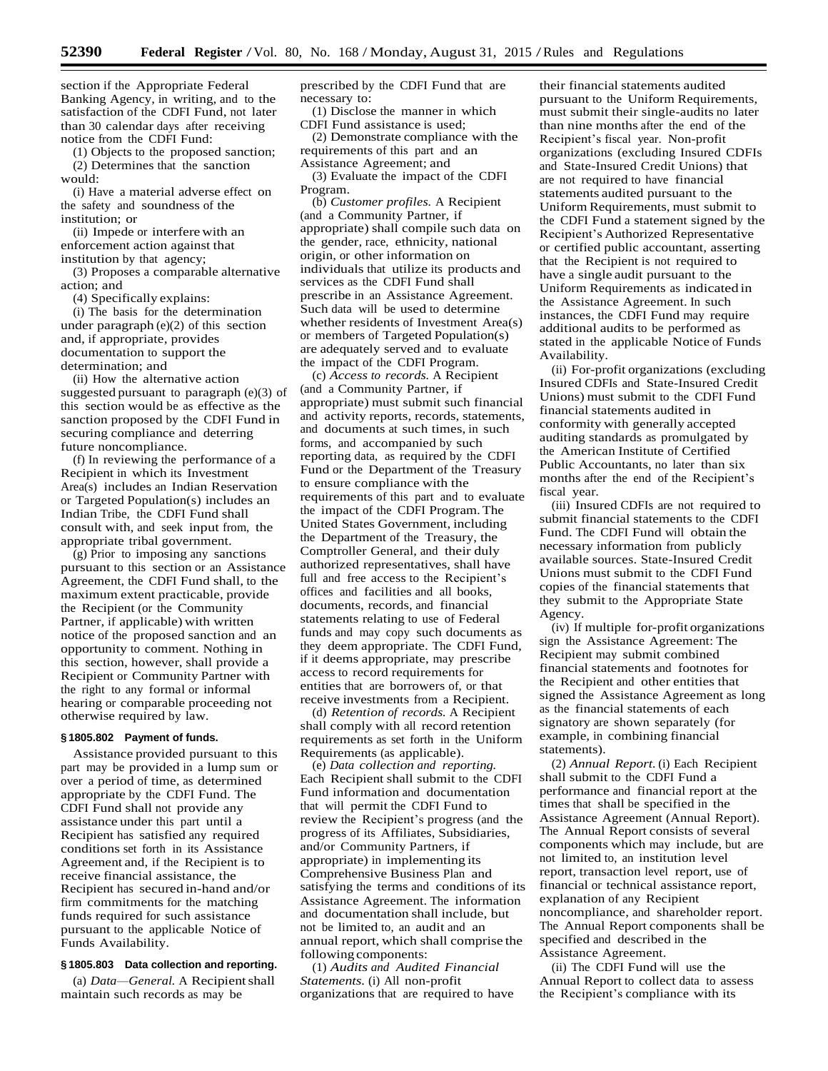section if the Appropriate Federal Banking Agency, in writing, and to the satisfaction of the CDFI Fund, not later than 30 calendar days after receiving notice from the CDFI Fund:

(1) Objects to the proposed sanction;

(2) Determines that the sanction would:

(i) Have a material adverse effect on the safety and soundness of the institution; or

(ii) Impede or interfere with an enforcement action against that institution by that agency;

(3) Proposes a comparable alternative action; and

(4) Specifically explains:

(i) The basis for the determination under paragraph (e)(2) of this section and, if appropriate, provides documentation to support the determination; and

(ii) How the alternative action suggested pursuant to paragraph (e)(3) of this section would be as effective as the sanction proposed by the CDFI Fund in securing compliance and deterring future noncompliance.

(f) In reviewing the performance of a Recipient in which its Investment Area(s) includes an Indian Reservation or Targeted Population(s) includes an Indian Tribe, the CDFI Fund shall consult with, and seek input from, the appropriate tribal government.

(g) Prior to imposing any sanctions pursuant to this section or an Assistance Agreement, the CDFI Fund shall, to the maximum extent practicable, provide the Recipient (or the Community Partner, if applicable) with written notice of the proposed sanction and an opportunity to comment. Nothing in this section, however, shall provide a Recipient or Community Partner with the right to any formal or informal hearing or comparable proceeding not otherwise required by law.

### § 1805.802 Payment of funds.

Assistance provided pursuant to this part may be provided in a lump sum or over a period of time, as determined appropriate by the CDFI Fund. The CDFI Fund shall not provide any assistance under this part until a Recipient has satisfied any required conditions set forth in its Assistance Agreement and, if the Recipient is to receive financial assistance, the Recipient has secured in-hand and/or firm commitments for the matching funds required for such assistance pursuant to the applicable Notice of Funds Availability.

### § 1805.803 Data collection and reporting.

(a) *Data—General.* A Recipient shall maintain such records as may be prescribed by the CDFI Fund that are necessary to:

(1) Disclose the manner in which CDFI Fund assistance is used;

(2) Demonstrate compliance with the requirements of this part and an Assistance Agreement; and

(3) Evaluate the impact of the CDFI Program.

(b) *Customer profiles.* A Recipient (and a Community Partner, if appropriate) shall compile such data on the gender, race, ethnicity, national origin, or other information on individuals that utilize its products and services as the CDFI Fund shall prescribe in an Assistance Agreement. Such data will be used to determine whether residents of Investment Area(s) or members of Targeted Population(s) are adequately served and to evaluate the impact of the CDFI Program.

(c) *Access to records.* A Recipient (and a Community Partner, if appropriate) must submit such financial and activity reports, records, statements, and documents at such times, in such forms, and accompanied by such reporting data, as required by the CDFI Fund or the Department of the Treasury to ensure compliance with the requirements of this part and to evaluate the impact of the CDFI Program. The United States Government, including the Department of the Treasury, the Comptroller General, and their duly authorized representatives, shall have full and free access to the Recipient's offices and facilities and all books, documents, records, and financial statements relating to use of Federal funds and may copy such documents as they deem appropriate. The CDFI Fund, if it deems appropriate, may prescribe access to record requirements for entities that are borrowers of, or that receive investments from a Recipient.

(d) *Retention of records.* A Recipient shall comply with all record retention requirements as set forth in the Uniform Requirements (as applicable).

(e) *Data collection and reporting.* Each Recipient shall submit to the CDFI Fund information and documentation that will permit the CDFI Fund to review the Recipient's progress (and the progress of its Affiliates, Subsidiaries, and/or Community Partners, if appropriate) in implementing its Comprehensive Business Plan and satisfying the terms and conditions of its Assistance Agreement. The information and documentation shall include, but not be limited to, an audit and an annual report, which shall comprise the following components:

(1) *Audits and Audited Financial Statements.* (i) All non-profit organizations that are required to have their financial statements audited pursuant to the Uniform Requirements, must submit their single-audits no later than nine months after the end of the Recipient's fiscal year. Non-profit organizations (excluding Insured CDFIs and State-Insured Credit Unions) that are not required to have financial statements audited pursuant to the Uniform Requirements, must submit to the CDFI Fund a statement signed by the Recipient's Authorized Representative or certified public accountant, asserting that the Recipient is not required to have a single audit pursuant to the Uniform Requirements as indicated in the Assistance Agreement. In such instances, the CDFI Fund may require additional audits to be performed as stated in the applicable Notice of Funds Availability.

(ii) For-profit organizations (excluding Insured CDFIs and State-Insured Credit Unions) must submit to the CDFI Fund financial statements audited in conformity with generally accepted auditing standards as promulgated by the American Institute of Certified Public Accountants, no later than six months after the end of the Recipient's fiscal year.

(iii) Insured CDFIs are not required to submit financial statements to the CDFI Fund. The CDFI Fund will obtain the necessary information from publicly available sources. State-Insured Credit Unions must submit to the CDFI Fund copies of the financial statements that they submit to the Appropriate State Agency.

(iv) If multiple for-profit organizations sign the Assistance Agreement: The Recipient may submit combined financial statements and footnotes for the Recipient and other entities that signed the Assistance Agreement as long as the financial statements of each signatory are shown separately (for example, in combining financial statements).

(2) *Annual Report.* (i) Each Recipient shall submit to the CDFI Fund a performance and financial report at the times that shall be specified in the Assistance Agreement (Annual Report). The Annual Report consists of several components which may include, but are not limited to, an institution level report, transaction level report, use of financial or technical assistance report, explanation of any Recipient noncompliance, and shareholder report. The Annual Report components shall be specified and described in the Assistance Agreement.

(ii) The CDFI Fund will use the Annual Report to collect data to assess the Recipient's compliance with its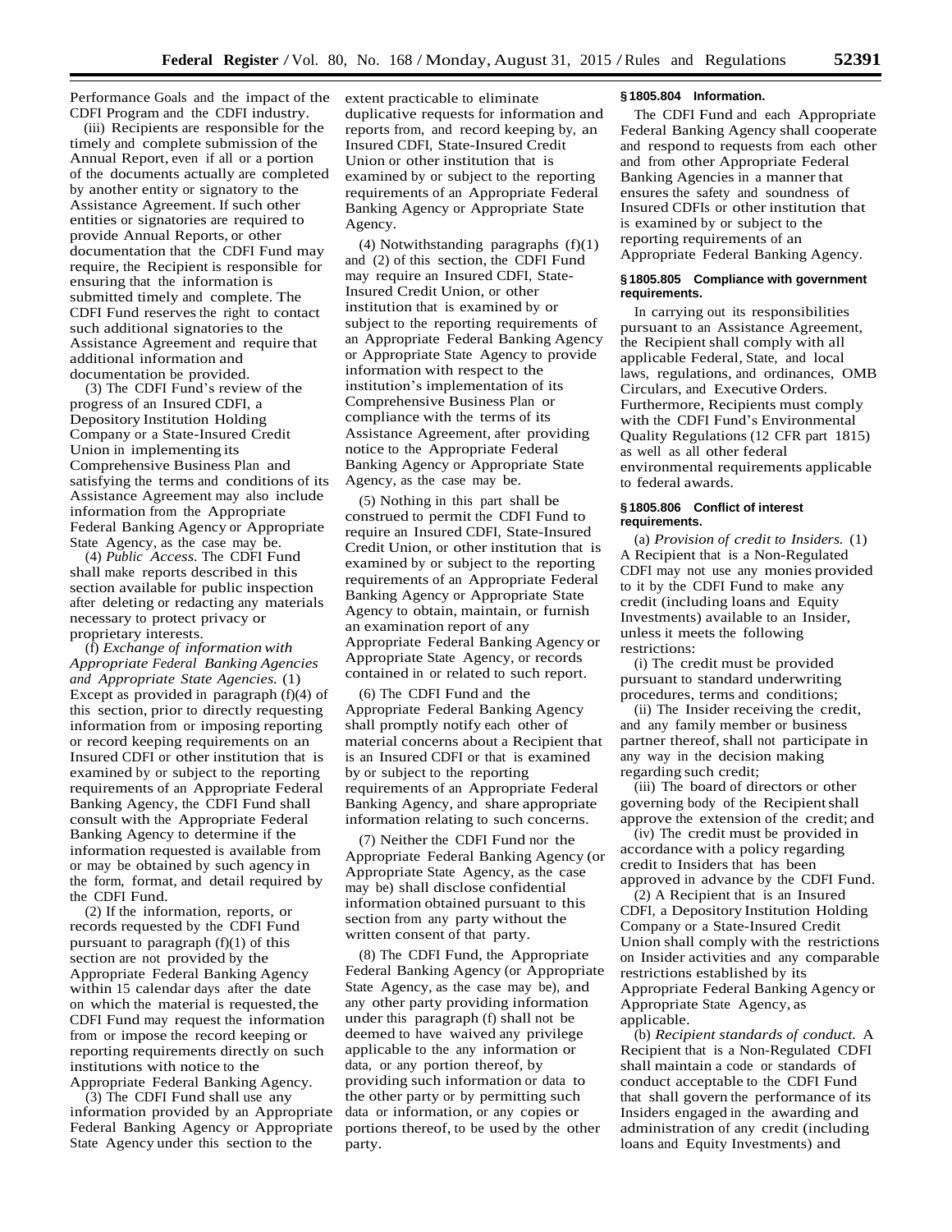Performance Goals and the impact of the CDFI Program and the CDFI industry.

(iii) Recipients are responsible for the timely and complete submission of the Annual Report, even if all or a portion of the documents actually are completed by another entity or signatory to the Assistance Agreement. If such other entities or signatories are required to provide Annual Reports, or other documentation that the CDFI Fund may require, the Recipient is responsible for ensuring that the information is submitted timely and complete. The CDFI Fund reserves the right to contact such additional signatories to the Assistance Agreement and require that additional information and documentation be provided.

(3) The CDFI Fund's review of the progress of an Insured CDFI, a Depository Institution Holding Company or a State-Insured Credit Union in implementing its Comprehensive Business Plan and satisfying the terms and conditions of its Assistance Agreement may also include information from the Appropriate Federal Banking Agency or Appropriate State Agency, as the case may be.

(4) *Public Access.* The CDFI Fund shall make reports described in this section available for public inspection after deleting or redacting any materials necessary to protect privacy or proprietary interests.

(f) *Exchange of information with Appropriate Federal Banking Agencies and Appropriate State Agencies.* (1) Except as provided in paragraph (f)(4) of this section, prior to directly requesting information from or imposing reporting or record keeping requirements on an Insured CDFI or other institution that is examined by or subject to the reporting requirements of an Appropriate Federal Banking Agency, the CDFI Fund shall consult with the Appropriate Federal Banking Agency to determine if the information requested is available from or may be obtained by such agency in the form, format, and detail required by the CDFI Fund.

(2) If the information, reports, or records requested by the CDFI Fund pursuant to paragraph (f)(1) of this section are not provided by the Appropriate Federal Banking Agency within 15 calendar days after the date on which the material is requested, the CDFI Fund may request the information from or impose the record keeping or reporting requirements directly on such institutions with notice to the Appropriate Federal Banking Agency.

(3) The CDFI Fund shall use any information provided by an Appropriate Federal Banking Agency or Appropriate State Agency under this section to the extent practicable to eliminate duplicative requests for information and reports from, and record keeping by, an Insured CDFI, State-Insured Credit Union or other institution that is examined by or subject to the reporting requirements of an Appropriate Federal Banking Agency or Appropriate State Agency.

(4) Notwithstanding paragraphs (f)(1) and (2) of this section, the CDFI Fund may require an Insured CDFI, State-Insured Credit Union, or other institution that is examined by or subject to the reporting requirements of an Appropriate Federal Banking Agency or Appropriate State Agency to provide information with respect to the institution's implementation of its Comprehensive Business Plan or compliance with the terms of its Assistance Agreement, after providing notice to the Appropriate Federal Banking Agency or Appropriate State Agency, as the case may be.

(5) Nothing in this part shall be construed to permit the CDFI Fund to require an Insured CDFI, State-Insured Credit Union, or other institution that is examined by or subject to the reporting requirements of an Appropriate Federal Banking Agency or Appropriate State Agency to obtain, maintain, or furnish an examination report of any Appropriate Federal Banking Agency or Appropriate State Agency, or records contained in or related to such report.

(6) The CDFI Fund and the Appropriate Federal Banking Agency shall promptly notify each other of material concerns about a Recipient that is an Insured CDFI or that is examined by or subject to the reporting requirements of an Appropriate Federal Banking Agency, and share appropriate information relating to such concerns.

(7) Neither the CDFI Fund nor the Appropriate Federal Banking Agency (or Appropriate State Agency, as the case may be) shall disclose confidential information obtained pursuant to this section from any party without the written consent of that party.

(8) The CDFI Fund, the Appropriate Federal Banking Agency (or Appropriate State Agency, as the case may be), and any other party providing information under this paragraph (f) shall not be deemed to have waived any privilege applicable to the any information or data, or any portion thereof, by providing such information or data to the other party or by permitting such data or information, or any copies or portions thereof, to be used by the other party.

### § 1805.804 Information.

The CDFI Fund and each Appropriate Federal Banking Agency shall cooperate and respond to requests from each other and from other Appropriate Federal Banking Agencies in a manner that ensures the safety and soundness of Insured CDFIs or other institution that is examined by or subject to the reporting requirements of an Appropriate Federal Banking Agency.

### § 1805.805 Compliance with government requirements.

In carrying out its responsibilities pursuant to an Assistance Agreement, the Recipient shall comply with all applicable Federal, State, and local laws, regulations, and ordinances, OMB Circulars, and Executive Orders. Furthermore, Recipients must comply with the CDFI Fund's Environmental Quality Regulations (12 CFR part 1815) as well as all other federal environmental requirements applicable to federal awards.

### § 1805.806 Conflict of interest requirements.

(a) *Provision of credit to Insiders.* (1) A Recipient that is a Non-Regulated CDFI may not use any monies provided to it by the CDFI Fund to make any credit (including loans and Equity Investments) available to an Insider, unless it meets the following restrictions:

(i) The credit must be provided pursuant to standard underwriting procedures, terms and conditions;

(ii) The Insider receiving the credit, and any family member or business partner thereof, shall not participate in any way in the decision making regarding such credit;

(iii) The board of directors or other governing body of the Recipient shall approve the extension of the credit; and

(iv) The credit must be provided in accordance with a policy regarding credit to Insiders that has been approved in advance by the CDFI Fund.

(2) A Recipient that is an Insured CDFI, a Depository Institution Holding Company or a State-Insured Credit Union shall comply with the restrictions on Insider activities and any comparable restrictions established by its Appropriate Federal Banking Agency or Appropriate State Agency, as applicable.

(b) *Recipient standards of conduct.* A Recipient that is a Non-Regulated CDFI shall maintain a code or standards of conduct acceptable to the CDFI Fund that shall govern the performance of its Insiders engaged in the awarding and administration of any credit (including loans and Equity Investments) and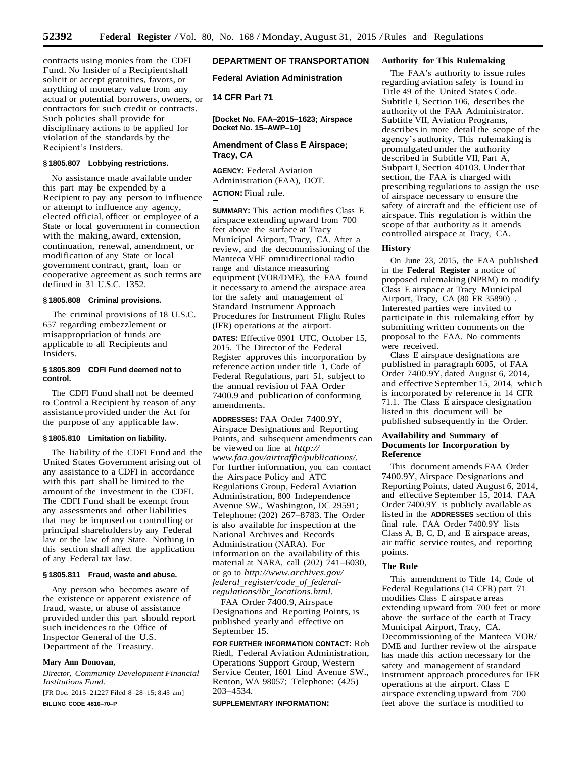contracts using monies from the CDFI Fund. No Insider of a Recipient shall solicit or accept gratuities, favors, or anything of monetary value from any actual or potential borrowers, owners, or contractors for such credit or contracts. Such policies shall provide for disciplinary actions to be applied for violation of the standards by the Recipient's Insiders.

### § 1805.807 Lobbying restrictions.

No assistance made available under this part may be expended by a Recipient to pay any person to influence or attempt to influence any agency, elected official, officer or employee of a State or local government in connection with the making, award, extension, continuation, renewal, amendment, or modification of any State or local government contract, grant, loan or cooperative agreement as such terms are defined in 31 U.S.C. 1352.

### § 1805.808 Criminal provisions.

The criminal provisions of 18 U.S.C. 657 regarding embezzlement or misappropriation of funds are applicable to all Recipients and Insiders.

### § 1805.809 CDFI Fund deemed not to control.

The CDFI Fund shall not be deemed to Control a Recipient by reason of any assistance provided under the Act for the purpose of any applicable law.

### § 1805.810 Limitation on liability.

The liability of the CDFI Fund and the United States Government arising out of any assistance to a CDFI in accordance with this part shall be limited to the amount of the investment in the CDFI. The CDFI Fund shall be exempt from any assessments and other liabilities that may be imposed on controlling or principal shareholders by any Federal law or the law of any State. Nothing in this section shall affect the application of any Federal tax law.

### § 1805.811 Fraud, waste and abuse.

Any person who becomes aware of the existence or apparent existence of fraud, waste, or abuse of assistance provided under this part should report such incidences to the Office of Inspector General of the U.S. Department of the Treasury.

**Mary Ann Donovan,**

*Director, Community Development Financial Institutions Fund.*

[FR Doc. 2015–21227 Filed 8–28–15; 8:45 am]

**BILLING CODE 4810–70–P**

## DEPARTMENT OF TRANSPORTATION

## Federal Aviation Administration

## 14 CFR Part 71

**[Docket No. FAA–2015–1623; Airspace Docket No. 15–AWP–10]**

## Amendment of Class E Airspace; Tracy, CA

**AGENCY:** Federal Aviation Administration (FAA), DOT.

**ACTION:** Final rule.

**SUMMARY:** This action modifies Class E airspace extending upward from 700 feet above the surface at Tracy Municipal Airport, Tracy, CA. After a review, and the decommissioning of the Manteca VHF omnidirectional radio range and distance measuring equipment (VOR/DME), the FAA found it necessary to amend the airspace area for the safety and management of Standard Instrument Approach Procedures for Instrument Flight Rules (IFR) operations at the airport.

**DATES:** Effective 0901 UTC, October 15, 2015. The Director of the Federal Register approves this incorporation by reference action under title 1, Code of Federal Regulations, part 51, subject to the annual revision of FAA Order 7400.9 and publication of conforming amendments.

**ADDRESSES:** FAA Order 7400.9Y, Airspace Designations and Reporting Points, and subsequent amendments can be viewed on line at *http://www.faa.gov/airtraffic/publications/.* For further information, you can contact the Airspace Policy and ATC Regulations Group, Federal Aviation Administration, 800 Independence Avenue SW., Washington, DC 29591; Telephone: (202) 267–8783. The Order is also available for inspection at the National Archives and Records Administration (NARA). For information on the availability of this material at NARA, call (202) 741–6030, or go to *http://www.archives.gov/federal_register/code_of_federal-regulations/ibr_locations.html.*

FAA Order 7400.9, Airspace Designations and Reporting Points, is published yearly and effective on September 15.

**FOR FURTHER INFORMATION CONTACT:** Rob Riedl, Federal Aviation Administration, Operations Support Group, Western Service Center, 1601 Lind Avenue SW., Renton, WA 98057; Telephone: (425) 203–4534.

**SUPPLEMENTARY INFORMATION:**

### Authority for This Rulemaking

The FAA's authority to issue rules regarding aviation safety is found in Title 49 of the United States Code. Subtitle I, Section 106, describes the authority of the FAA Administrator. Subtitle VII, Aviation Programs, describes in more detail the scope of the agency's authority. This rulemaking is promulgated under the authority described in Subtitle VII, Part A, Subpart I, Section 40103. Under that section, the FAA is charged with prescribing regulations to assign the use of airspace necessary to ensure the safety of aircraft and the efficient use of airspace. This regulation is within the scope of that authority as it amends controlled airspace at Tracy, CA.

### History

On June 23, 2015, the FAA published in the **Federal Register** a notice of proposed rulemaking (NPRM) to modify Class E airspace at Tracy Municipal Airport, Tracy, CA (80 FR 35890) . Interested parties were invited to participate in this rulemaking effort by submitting written comments on the proposal to the FAA. No comments were received.

Class E airspace designations are published in paragraph 6005, of FAA Order 7400.9Y, dated August 6, 2014, and effective September 15, 2014, which is incorporated by reference in 14 CFR 71.1. The Class E airspace designation listed in this document will be published subsequently in the Order.

### Availability and Summary of Documents for Incorporation by Reference

This document amends FAA Order 7400.9Y, Airspace Designations and Reporting Points, dated August 6, 2014, and effective September 15, 2014. FAA Order 7400.9Y is publicly available as listed in the **ADDRESSES** section of this final rule. FAA Order 7400.9Y lists Class A, B, C, D, and E airspace areas, air traffic service routes, and reporting points.

### The Rule

This amendment to Title 14, Code of Federal Regulations (14 CFR) part 71 modifies Class E airspace areas extending upward from 700 feet or more above the surface of the earth at Tracy Municipal Airport, Tracy, CA. Decommissioning of the Manteca VOR/DME and further review of the airspace has made this action necessary for the safety and management of standard instrument approach procedures for IFR operations at the airport. Class E airspace extending upward from 700 feet above the surface is modified to